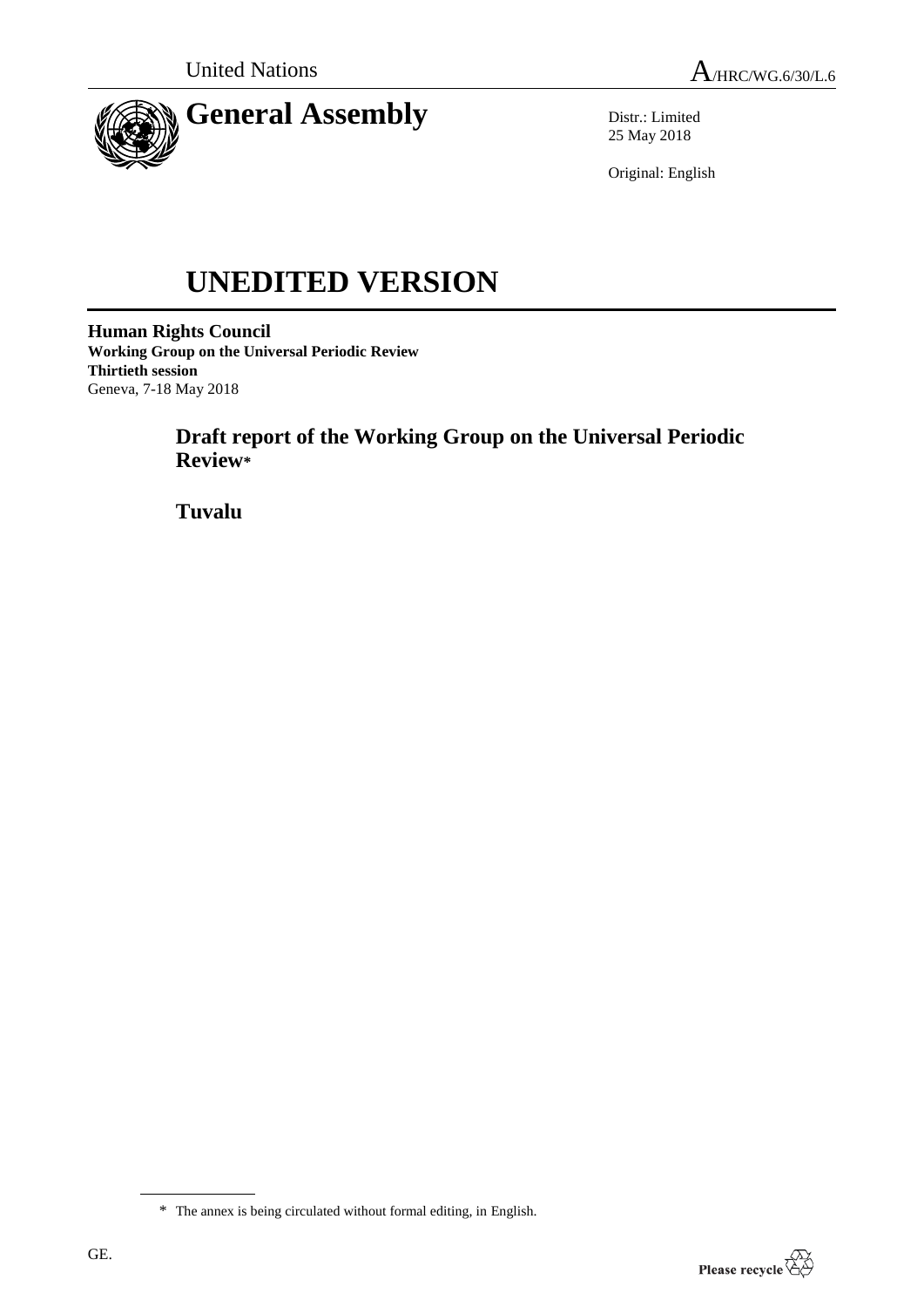United Nations

A/HRC/WG.6/30/L.6

# General Assembly

Distr.: Limited
25 May 2018

Original: English

# UNEDITED VERSION

**Human Rights Council**
**Working Group on the Universal Periodic Review**
**Thirtieth session**
Geneva, 7-18 May 2018

## Draft report of the Working Group on the Universal Periodic Review*

## Tuvalu

\* The annex is being circulated without formal editing, in English.

GE.

Please recycle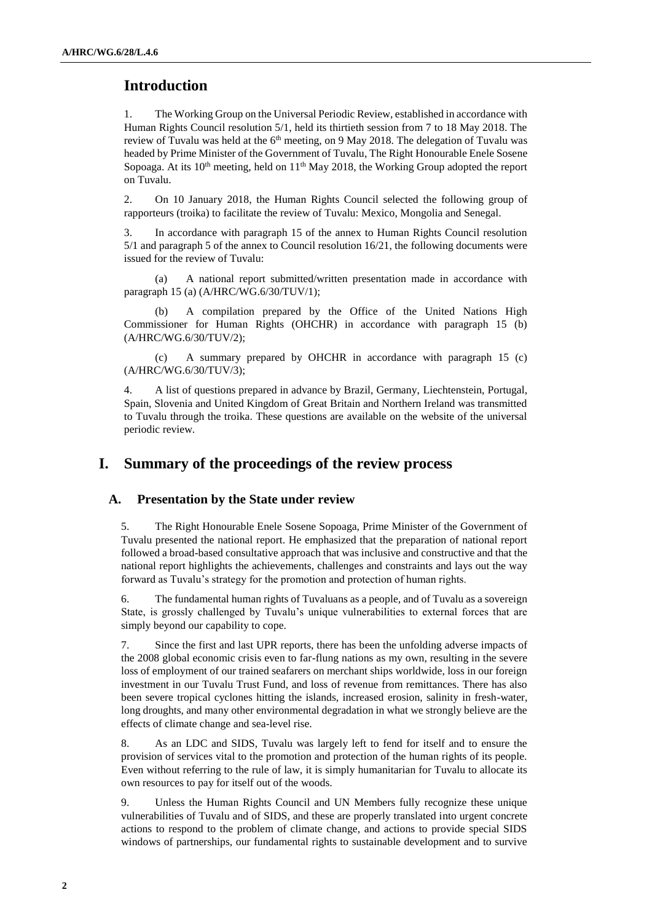# Introduction

1. The Working Group on the Universal Periodic Review, established in accordance with Human Rights Council resolution 5/1, held its thirtieth session from 7 to 18 May 2018. The review of Tuvalu was held at the 6th meeting, on 9 May 2018. The delegation of Tuvalu was headed by Prime Minister of the Government of Tuvalu, The Right Honourable Enele Sosene Sopoaga. At its 10th meeting, held on 11th May 2018, the Working Group adopted the report on Tuvalu.

2. On 10 January 2018, the Human Rights Council selected the following group of rapporteurs (troika) to facilitate the review of Tuvalu: Mexico, Mongolia and Senegal.

3. In accordance with paragraph 15 of the annex to Human Rights Council resolution 5/1 and paragraph 5 of the annex to Council resolution 16/21, the following documents were issued for the review of Tuvalu:

(a) A national report submitted/written presentation made in accordance with paragraph 15 (a) (A/HRC/WG.6/30/TUV/1);

(b) A compilation prepared by the Office of the United Nations High Commissioner for Human Rights (OHCHR) in accordance with paragraph 15 (b) (A/HRC/WG.6/30/TUV/2);

(c) A summary prepared by OHCHR in accordance with paragraph 15 (c) (A/HRC/WG.6/30/TUV/3);

4. A list of questions prepared in advance by Brazil, Germany, Liechtenstein, Portugal, Spain, Slovenia and United Kingdom of Great Britain and Northern Ireland was transmitted to Tuvalu through the troika. These questions are available on the website of the universal periodic review.

# I. Summary of the proceedings of the review process

## A. Presentation by the State under review

5. The Right Honourable Enele Sosene Sopoaga, Prime Minister of the Government of Tuvalu presented the national report. He emphasized that the preparation of national report followed a broad-based consultative approach that was inclusive and constructive and that the national report highlights the achievements, challenges and constraints and lays out the way forward as Tuvalu's strategy for the promotion and protection of human rights.

6. The fundamental human rights of Tuvaluans as a people, and of Tuvalu as a sovereign State, is grossly challenged by Tuvalu's unique vulnerabilities to external forces that are simply beyond our capability to cope.

7. Since the first and last UPR reports, there has been the unfolding adverse impacts of the 2008 global economic crisis even to far-flung nations as my own, resulting in the severe loss of employment of our trained seafarers on merchant ships worldwide, loss in our foreign investment in our Tuvalu Trust Fund, and loss of revenue from remittances. There has also been severe tropical cyclones hitting the islands, increased erosion, salinity in fresh-water, long droughts, and many other environmental degradation in what we strongly believe are the effects of climate change and sea-level rise.

8. As an LDC and SIDS, Tuvalu was largely left to fend for itself and to ensure the provision of services vital to the promotion and protection of the human rights of its people. Even without referring to the rule of law, it is simply humanitarian for Tuvalu to allocate its own resources to pay for itself out of the woods.

9. Unless the Human Rights Council and UN Members fully recognize these unique vulnerabilities of Tuvalu and of SIDS, and these are properly translated into urgent concrete actions to respond to the problem of climate change, and actions to provide special SIDS windows of partnerships, our fundamental rights to sustainable development and to survive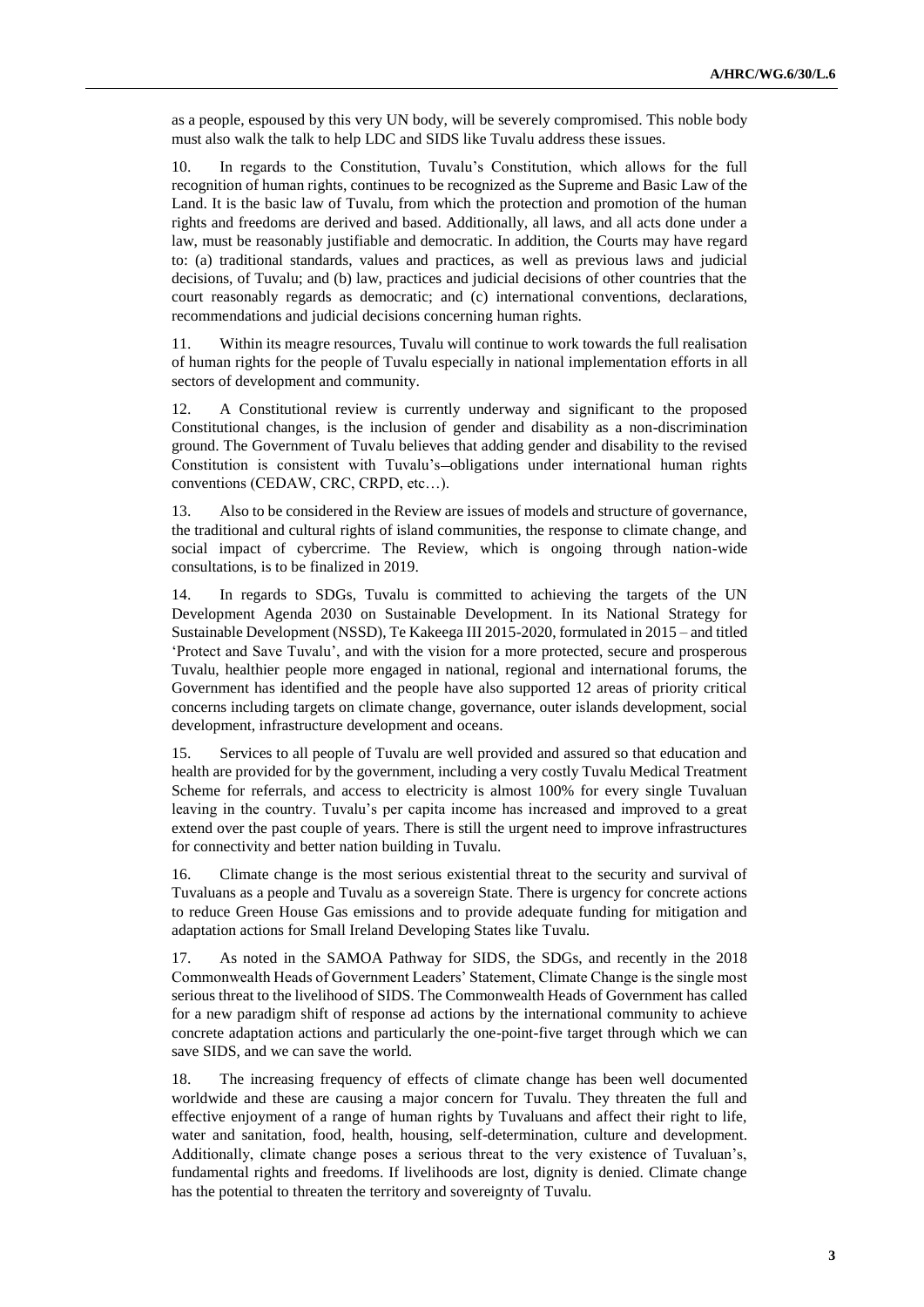as a people, espoused by this very UN body, will be severely compromised. This noble body must also walk the talk to help LDC and SIDS like Tuvalu address these issues.

10. In regards to the Constitution, Tuvalu's Constitution, which allows for the full recognition of human rights, continues to be recognized as the Supreme and Basic Law of the Land. It is the basic law of Tuvalu, from which the protection and promotion of the human rights and freedoms are derived and based. Additionally, all laws, and all acts done under a law, must be reasonably justifiable and democratic. In addition, the Courts may have regard to: (a) traditional standards, values and practices, as well as previous laws and judicial decisions, of Tuvalu; and (b) law, practices and judicial decisions of other countries that the court reasonably regards as democratic; and (c) international conventions, declarations, recommendations and judicial decisions concerning human rights.

11. Within its meagre resources, Tuvalu will continue to work towards the full realisation of human rights for the people of Tuvalu especially in national implementation efforts in all sectors of development and community.

12. A Constitutional review is currently underway and significant to the proposed Constitutional changes, is the inclusion of gender and disability as a non-discrimination ground. The Government of Tuvalu believes that adding gender and disability to the revised Constitution is consistent with Tuvalu's obligations under international human rights conventions (CEDAW, CRC, CRPD, etc…).

13. Also to be considered in the Review are issues of models and structure of governance, the traditional and cultural rights of island communities, the response to climate change, and social impact of cybercrime. The Review, which is ongoing through nation-wide consultations, is to be finalized in 2019.

14. In regards to SDGs, Tuvalu is committed to achieving the targets of the UN Development Agenda 2030 on Sustainable Development. In its National Strategy for Sustainable Development (NSSD), Te Kakeega III 2015-2020, formulated in 2015 – and titled 'Protect and Save Tuvalu', and with the vision for a more protected, secure and prosperous Tuvalu, healthier people more engaged in national, regional and international forums, the Government has identified and the people have also supported 12 areas of priority critical concerns including targets on climate change, governance, outer islands development, social development, infrastructure development and oceans.

15. Services to all people of Tuvalu are well provided and assured so that education and health are provided for by the government, including a very costly Tuvalu Medical Treatment Scheme for referrals, and access to electricity is almost 100% for every single Tuvaluan leaving in the country. Tuvalu's per capita income has increased and improved to a great extend over the past couple of years. There is still the urgent need to improve infrastructures for connectivity and better nation building in Tuvalu.

16. Climate change is the most serious existential threat to the security and survival of Tuvaluans as a people and Tuvalu as a sovereign State. There is urgency for concrete actions to reduce Green House Gas emissions and to provide adequate funding for mitigation and adaptation actions for Small Ireland Developing States like Tuvalu.

17. As noted in the SAMOA Pathway for SIDS, the SDGs, and recently in the 2018 Commonwealth Heads of Government Leaders' Statement, Climate Change is the single most serious threat to the livelihood of SIDS. The Commonwealth Heads of Government has called for a new paradigm shift of response ad actions by the international community to achieve concrete adaptation actions and particularly the one-point-five target through which we can save SIDS, and we can save the world.

18. The increasing frequency of effects of climate change has been well documented worldwide and these are causing a major concern for Tuvalu. They threaten the full and effective enjoyment of a range of human rights by Tuvaluans and affect their right to life, water and sanitation, food, health, housing, self-determination, culture and development. Additionally, climate change poses a serious threat to the very existence of Tuvaluan's, fundamental rights and freedoms. If livelihoods are lost, dignity is denied. Climate change has the potential to threaten the territory and sovereignty of Tuvalu.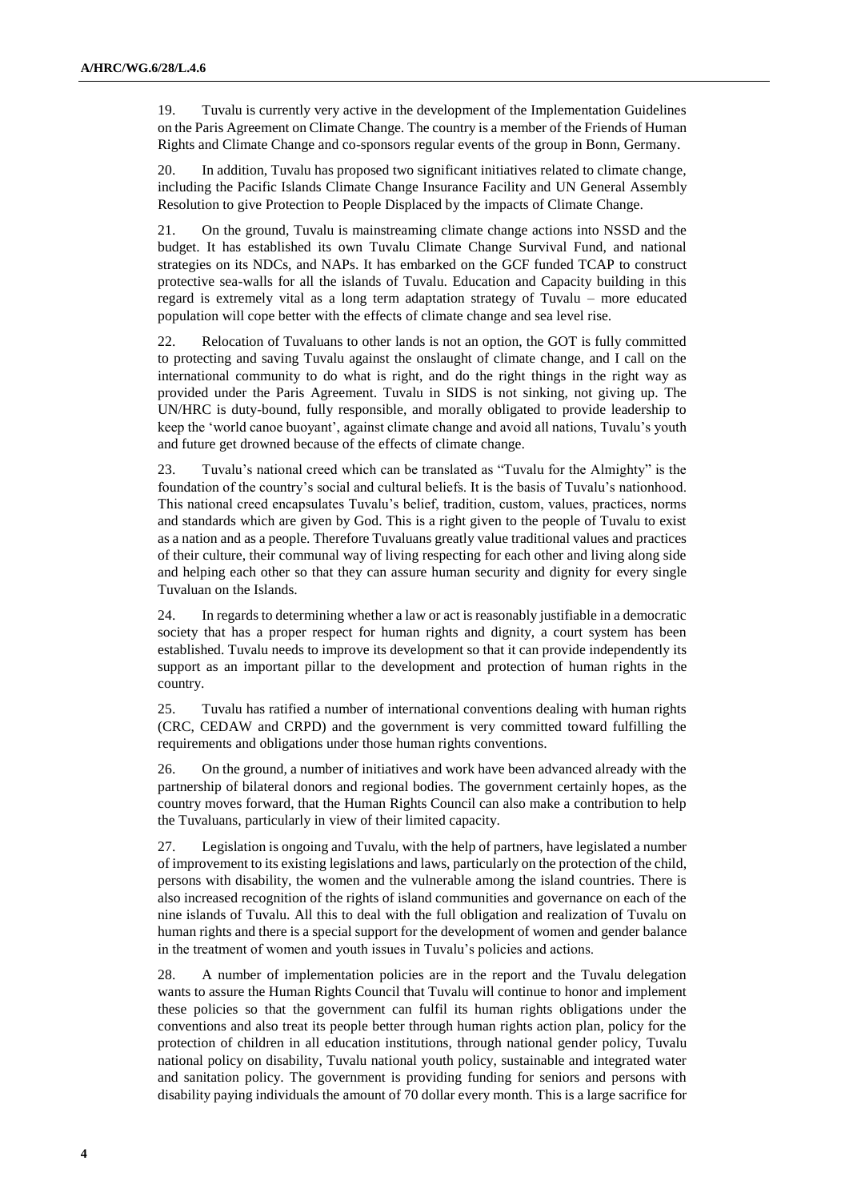19. Tuvalu is currently very active in the development of the Implementation Guidelines on the Paris Agreement on Climate Change. The country is a member of the Friends of Human Rights and Climate Change and co-sponsors regular events of the group in Bonn, Germany.

20. In addition, Tuvalu has proposed two significant initiatives related to climate change, including the Pacific Islands Climate Change Insurance Facility and UN General Assembly Resolution to give Protection to People Displaced by the impacts of Climate Change.

21. On the ground, Tuvalu is mainstreaming climate change actions into NSSD and the budget. It has established its own Tuvalu Climate Change Survival Fund, and national strategies on its NDCs, and NAPs. It has embarked on the GCF funded TCAP to construct protective sea-walls for all the islands of Tuvalu. Education and Capacity building in this regard is extremely vital as a long term adaptation strategy of Tuvalu – more educated population will cope better with the effects of climate change and sea level rise.

22. Relocation of Tuvaluans to other lands is not an option, the GOT is fully committed to protecting and saving Tuvalu against the onslaught of climate change, and I call on the international community to do what is right, and do the right things in the right way as provided under the Paris Agreement. Tuvalu in SIDS is not sinking, not giving up. The UN/HRC is duty-bound, fully responsible, and morally obligated to provide leadership to keep the 'world canoe buoyant', against climate change and avoid all nations, Tuvalu's youth and future get drowned because of the effects of climate change.

23. Tuvalu's national creed which can be translated as "Tuvalu for the Almighty" is the foundation of the country's social and cultural beliefs. It is the basis of Tuvalu's nationhood. This national creed encapsulates Tuvalu's belief, tradition, custom, values, practices, norms and standards which are given by God. This is a right given to the people of Tuvalu to exist as a nation and as a people. Therefore Tuvaluans greatly value traditional values and practices of their culture, their communal way of living respecting for each other and living along side and helping each other so that they can assure human security and dignity for every single Tuvaluan on the Islands.

24. In regards to determining whether a law or act is reasonably justifiable in a democratic society that has a proper respect for human rights and dignity, a court system has been established. Tuvalu needs to improve its development so that it can provide independently its support as an important pillar to the development and protection of human rights in the country.

25. Tuvalu has ratified a number of international conventions dealing with human rights (CRC, CEDAW and CRPD) and the government is very committed toward fulfilling the requirements and obligations under those human rights conventions.

26. On the ground, a number of initiatives and work have been advanced already with the partnership of bilateral donors and regional bodies. The government certainly hopes, as the country moves forward, that the Human Rights Council can also make a contribution to help the Tuvaluans, particularly in view of their limited capacity.

27. Legislation is ongoing and Tuvalu, with the help of partners, have legislated a number of improvement to its existing legislations and laws, particularly on the protection of the child, persons with disability, the women and the vulnerable among the island countries. There is also increased recognition of the rights of island communities and governance on each of the nine islands of Tuvalu. All this to deal with the full obligation and realization of Tuvalu on human rights and there is a special support for the development of women and gender balance in the treatment of women and youth issues in Tuvalu's policies and actions.

28. A number of implementation policies are in the report and the Tuvalu delegation wants to assure the Human Rights Council that Tuvalu will continue to honor and implement these policies so that the government can fulfil its human rights obligations under the conventions and also treat its people better through human rights action plan, policy for the protection of children in all education institutions, through national gender policy, Tuvalu national policy on disability, Tuvalu national youth policy, sustainable and integrated water and sanitation policy. The government is providing funding for seniors and persons with disability paying individuals the amount of 70 dollar every month. This is a large sacrifice for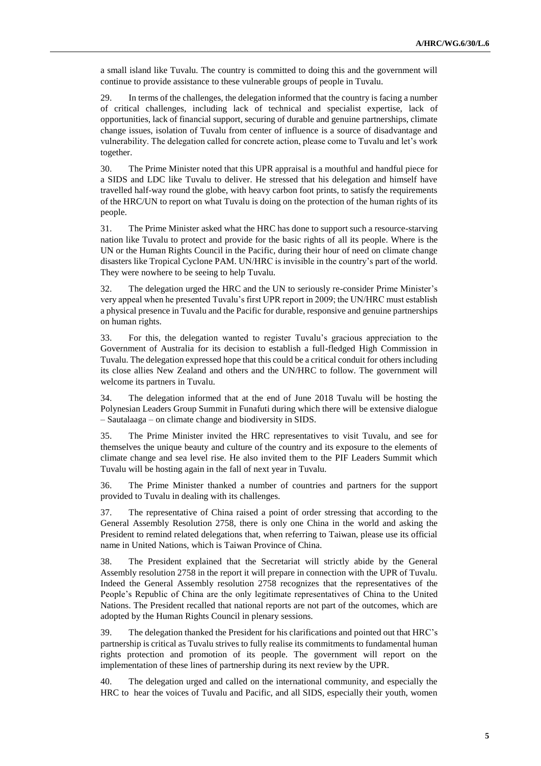a small island like Tuvalu. The country is committed to doing this and the government will continue to provide assistance to these vulnerable groups of people in Tuvalu.

29. In terms of the challenges, the delegation informed that the country is facing a number of critical challenges, including lack of technical and specialist expertise, lack of opportunities, lack of financial support, securing of durable and genuine partnerships, climate change issues, isolation of Tuvalu from center of influence is a source of disadvantage and vulnerability. The delegation called for concrete action, please come to Tuvalu and let's work together.

30. The Prime Minister noted that this UPR appraisal is a mouthful and handful piece for a SIDS and LDC like Tuvalu to deliver. He stressed that his delegation and himself have travelled half-way round the globe, with heavy carbon foot prints, to satisfy the requirements of the HRC/UN to report on what Tuvalu is doing on the protection of the human rights of its people.

31. The Prime Minister asked what the HRC has done to support such a resource-starving nation like Tuvalu to protect and provide for the basic rights of all its people. Where is the UN or the Human Rights Council in the Pacific, during their hour of need on climate change disasters like Tropical Cyclone PAM. UN/HRC is invisible in the country's part of the world. They were nowhere to be seeing to help Tuvalu.

32. The delegation urged the HRC and the UN to seriously re-consider Prime Minister's very appeal when he presented Tuvalu's first UPR report in 2009; the UN/HRC must establish a physical presence in Tuvalu and the Pacific for durable, responsive and genuine partnerships on human rights.

33. For this, the delegation wanted to register Tuvalu's gracious appreciation to the Government of Australia for its decision to establish a full-fledged High Commission in Tuvalu. The delegation expressed hope that this could be a critical conduit for others including its close allies New Zealand and others and the UN/HRC to follow. The government will welcome its partners in Tuvalu.

34. The delegation informed that at the end of June 2018 Tuvalu will be hosting the Polynesian Leaders Group Summit in Funafuti during which there will be extensive dialogue – Sautalaaga – on climate change and biodiversity in SIDS.

35. The Prime Minister invited the HRC representatives to visit Tuvalu, and see for themselves the unique beauty and culture of the country and its exposure to the elements of climate change and sea level rise. He also invited them to the PIF Leaders Summit which Tuvalu will be hosting again in the fall of next year in Tuvalu.

36. The Prime Minister thanked a number of countries and partners for the support provided to Tuvalu in dealing with its challenges.

37. The representative of China raised a point of order stressing that according to the General Assembly Resolution 2758, there is only one China in the world and asking the President to remind related delegations that, when referring to Taiwan, please use its official name in United Nations, which is Taiwan Province of China.

38. The President explained that the Secretariat will strictly abide by the General Assembly resolution 2758 in the report it will prepare in connection with the UPR of Tuvalu. Indeed the General Assembly resolution 2758 recognizes that the representatives of the People's Republic of China are the only legitimate representatives of China to the United Nations. The President recalled that national reports are not part of the outcomes, which are adopted by the Human Rights Council in plenary sessions.

39. The delegation thanked the President for his clarifications and pointed out that HRC's partnership is critical as Tuvalu strives to fully realise its commitments to fundamental human rights protection and promotion of its people. The government will report on the implementation of these lines of partnership during its next review by the UPR.

40. The delegation urged and called on the international community, and especially the HRC to hear the voices of Tuvalu and Pacific, and all SIDS, especially their youth, women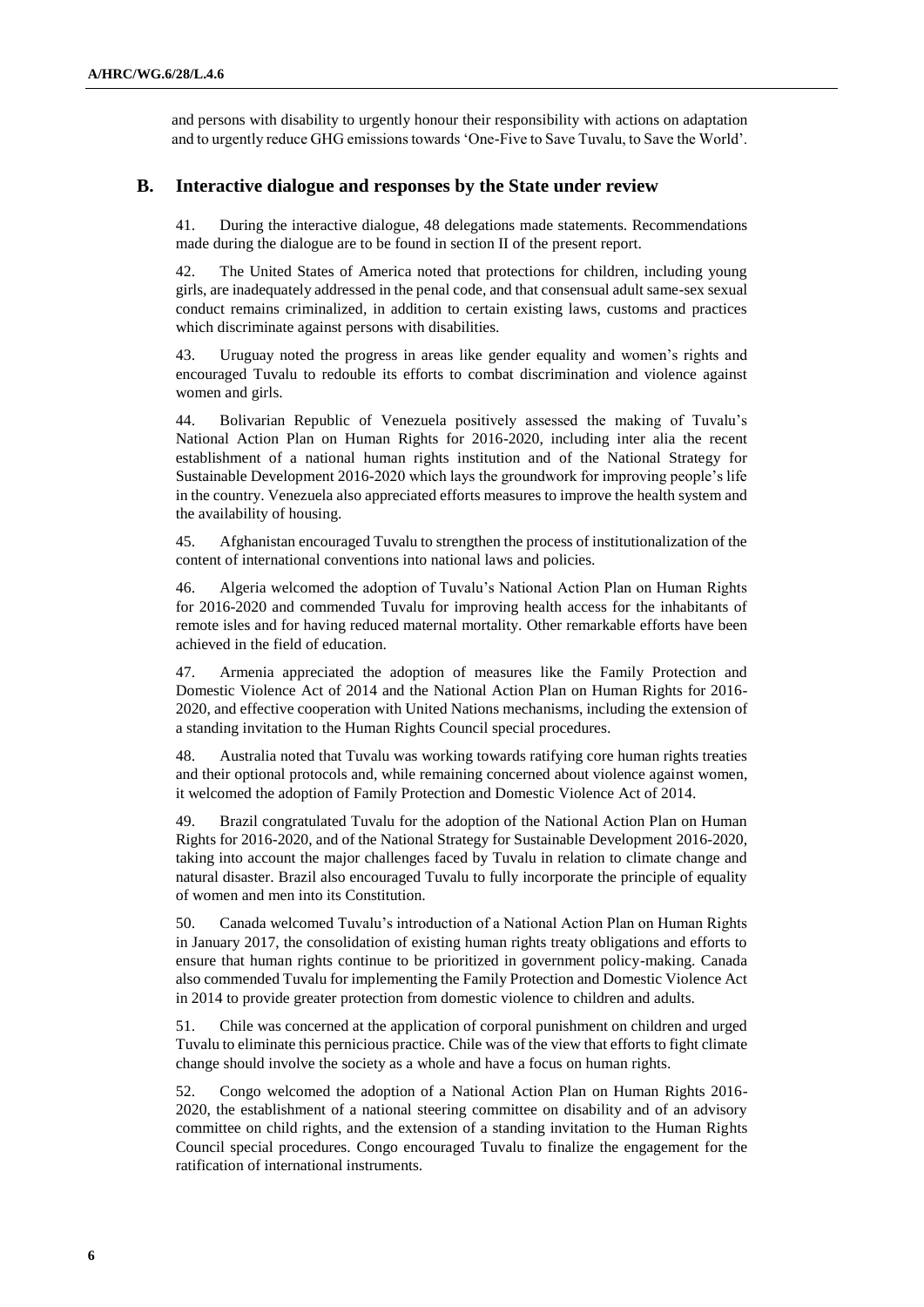and persons with disability to urgently honour their responsibility with actions on adaptation and to urgently reduce GHG emissions towards 'One-Five to Save Tuvalu, to Save the World'.

## B. Interactive dialogue and responses by the State under review

41. During the interactive dialogue, 48 delegations made statements. Recommendations made during the dialogue are to be found in section II of the present report.

42. The United States of America noted that protections for children, including young girls, are inadequately addressed in the penal code, and that consensual adult same-sex sexual conduct remains criminalized, in addition to certain existing laws, customs and practices which discriminate against persons with disabilities.

43. Uruguay noted the progress in areas like gender equality and women's rights and encouraged Tuvalu to redouble its efforts to combat discrimination and violence against women and girls.

44. Bolivarian Republic of Venezuela positively assessed the making of Tuvalu's National Action Plan on Human Rights for 2016-2020, including inter alia the recent establishment of a national human rights institution and of the National Strategy for Sustainable Development 2016-2020 which lays the groundwork for improving people's life in the country. Venezuela also appreciated efforts measures to improve the health system and the availability of housing.

45. Afghanistan encouraged Tuvalu to strengthen the process of institutionalization of the content of international conventions into national laws and policies.

46. Algeria welcomed the adoption of Tuvalu's National Action Plan on Human Rights for 2016-2020 and commended Tuvalu for improving health access for the inhabitants of remote isles and for having reduced maternal mortality. Other remarkable efforts have been achieved in the field of education.

47. Armenia appreciated the adoption of measures like the Family Protection and Domestic Violence Act of 2014 and the National Action Plan on Human Rights for 2016-2020, and effective cooperation with United Nations mechanisms, including the extension of a standing invitation to the Human Rights Council special procedures.

48. Australia noted that Tuvalu was working towards ratifying core human rights treaties and their optional protocols and, while remaining concerned about violence against women, it welcomed the adoption of Family Protection and Domestic Violence Act of 2014.

49. Brazil congratulated Tuvalu for the adoption of the National Action Plan on Human Rights for 2016-2020, and of the National Strategy for Sustainable Development 2016-2020, taking into account the major challenges faced by Tuvalu in relation to climate change and natural disaster. Brazil also encouraged Tuvalu to fully incorporate the principle of equality of women and men into its Constitution.

50. Canada welcomed Tuvalu's introduction of a National Action Plan on Human Rights in January 2017, the consolidation of existing human rights treaty obligations and efforts to ensure that human rights continue to be prioritized in government policy-making. Canada also commended Tuvalu for implementing the Family Protection and Domestic Violence Act in 2014 to provide greater protection from domestic violence to children and adults.

51. Chile was concerned at the application of corporal punishment on children and urged Tuvalu to eliminate this pernicious practice. Chile was of the view that efforts to fight climate change should involve the society as a whole and have a focus on human rights.

52. Congo welcomed the adoption of a National Action Plan on Human Rights 2016-2020, the establishment of a national steering committee on disability and of an advisory committee on child rights, and the extension of a standing invitation to the Human Rights Council special procedures. Congo encouraged Tuvalu to finalize the engagement for the ratification of international instruments.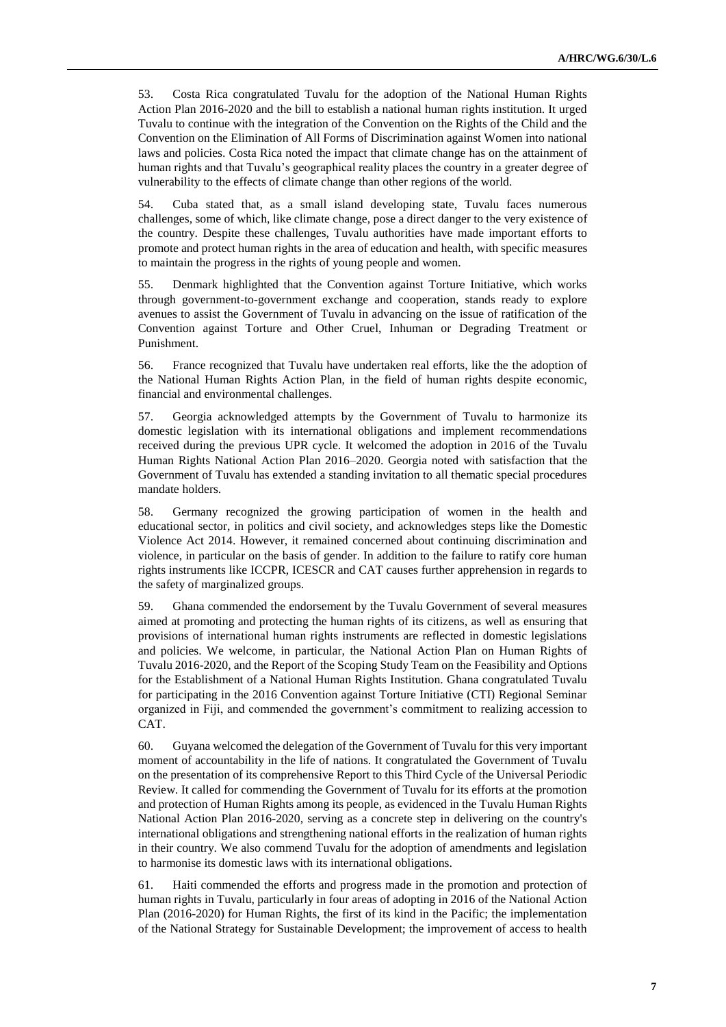53. Costa Rica congratulated Tuvalu for the adoption of the National Human Rights Action Plan 2016-2020 and the bill to establish a national human rights institution. It urged Tuvalu to continue with the integration of the Convention on the Rights of the Child and the Convention on the Elimination of All Forms of Discrimination against Women into national laws and policies. Costa Rica noted the impact that climate change has on the attainment of human rights and that Tuvalu's geographical reality places the country in a greater degree of vulnerability to the effects of climate change than other regions of the world.

54. Cuba stated that, as a small island developing state, Tuvalu faces numerous challenges, some of which, like climate change, pose a direct danger to the very existence of the country. Despite these challenges, Tuvalu authorities have made important efforts to promote and protect human rights in the area of education and health, with specific measures to maintain the progress in the rights of young people and women.

55. Denmark highlighted that the Convention against Torture Initiative, which works through government-to-government exchange and cooperation, stands ready to explore avenues to assist the Government of Tuvalu in advancing on the issue of ratification of the Convention against Torture and Other Cruel, Inhuman or Degrading Treatment or Punishment.

56. France recognized that Tuvalu have undertaken real efforts, like the the adoption of the National Human Rights Action Plan, in the field of human rights despite economic, financial and environmental challenges.

57. Georgia acknowledged attempts by the Government of Tuvalu to harmonize its domestic legislation with its international obligations and implement recommendations received during the previous UPR cycle. It welcomed the adoption in 2016 of the Tuvalu Human Rights National Action Plan 2016–2020. Georgia noted with satisfaction that the Government of Tuvalu has extended a standing invitation to all thematic special procedures mandate holders.

58. Germany recognized the growing participation of women in the health and educational sector, in politics and civil society, and acknowledges steps like the Domestic Violence Act 2014. However, it remained concerned about continuing discrimination and violence, in particular on the basis of gender. In addition to the failure to ratify core human rights instruments like ICCPR, ICESCR and CAT causes further apprehension in regards to the safety of marginalized groups.

59. Ghana commended the endorsement by the Tuvalu Government of several measures aimed at promoting and protecting the human rights of its citizens, as well as ensuring that provisions of international human rights instruments are reflected in domestic legislations and policies. We welcome, in particular, the National Action Plan on Human Rights of Tuvalu 2016-2020, and the Report of the Scoping Study Team on the Feasibility and Options for the Establishment of a National Human Rights Institution. Ghana congratulated Tuvalu for participating in the 2016 Convention against Torture Initiative (CTI) Regional Seminar organized in Fiji, and commended the government's commitment to realizing accession to CAT.

60. Guyana welcomed the delegation of the Government of Tuvalu for this very important moment of accountability in the life of nations. It congratulated the Government of Tuvalu on the presentation of its comprehensive Report to this Third Cycle of the Universal Periodic Review. It called for commending the Government of Tuvalu for its efforts at the promotion and protection of Human Rights among its people, as evidenced in the Tuvalu Human Rights National Action Plan 2016-2020, serving as a concrete step in delivering on the country's international obligations and strengthening national efforts in the realization of human rights in their country. We also commend Tuvalu for the adoption of amendments and legislation to harmonise its domestic laws with its international obligations.

61. Haiti commended the efforts and progress made in the promotion and protection of human rights in Tuvalu, particularly in four areas of adopting in 2016 of the National Action Plan (2016-2020) for Human Rights, the first of its kind in the Pacific; the implementation of the National Strategy for Sustainable Development; the improvement of access to health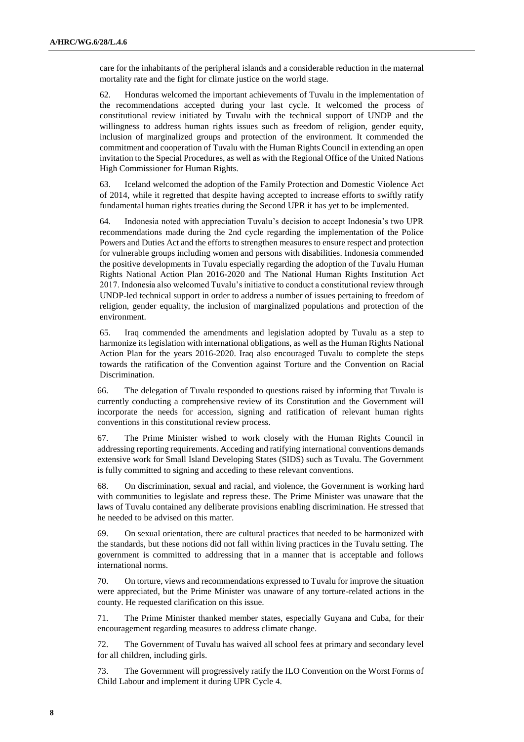care for the inhabitants of the peripheral islands and a considerable reduction in the maternal mortality rate and the fight for climate justice on the world stage.

62. Honduras welcomed the important achievements of Tuvalu in the implementation of the recommendations accepted during your last cycle. It welcomed the process of constitutional review initiated by Tuvalu with the technical support of UNDP and the willingness to address human rights issues such as freedom of religion, gender equity, inclusion of marginalized groups and protection of the environment. It commended the commitment and cooperation of Tuvalu with the Human Rights Council in extending an open invitation to the Special Procedures, as well as with the Regional Office of the United Nations High Commissioner for Human Rights.

63. Iceland welcomed the adoption of the Family Protection and Domestic Violence Act of 2014, while it regretted that despite having accepted to increase efforts to swiftly ratify fundamental human rights treaties during the Second UPR it has yet to be implemented.

64. Indonesia noted with appreciation Tuvalu's decision to accept Indonesia's two UPR recommendations made during the 2nd cycle regarding the implementation of the Police Powers and Duties Act and the efforts to strengthen measures to ensure respect and protection for vulnerable groups including women and persons with disabilities. Indonesia commended the positive developments in Tuvalu especially regarding the adoption of the Tuvalu Human Rights National Action Plan 2016-2020 and The National Human Rights Institution Act 2017. Indonesia also welcomed Tuvalu's initiative to conduct a constitutional review through UNDP-led technical support in order to address a number of issues pertaining to freedom of religion, gender equality, the inclusion of marginalized populations and protection of the environment.

65. Iraq commended the amendments and legislation adopted by Tuvalu as a step to harmonize its legislation with international obligations, as well as the Human Rights National Action Plan for the years 2016-2020. Iraq also encouraged Tuvalu to complete the steps towards the ratification of the Convention against Torture and the Convention on Racial Discrimination.

66. The delegation of Tuvalu responded to questions raised by informing that Tuvalu is currently conducting a comprehensive review of its Constitution and the Government will incorporate the needs for accession, signing and ratification of relevant human rights conventions in this constitutional review process.

67. The Prime Minister wished to work closely with the Human Rights Council in addressing reporting requirements. Acceding and ratifying international conventions demands extensive work for Small Island Developing States (SIDS) such as Tuvalu. The Government is fully committed to signing and acceding to these relevant conventions.

68. On discrimination, sexual and racial, and violence, the Government is working hard with communities to legislate and repress these. The Prime Minister was unaware that the laws of Tuvalu contained any deliberate provisions enabling discrimination. He stressed that he needed to be advised on this matter.

69. On sexual orientation, there are cultural practices that needed to be harmonized with the standards, but these notions did not fall within living practices in the Tuvalu setting. The government is committed to addressing that in a manner that is acceptable and follows international norms.

70. On torture, views and recommendations expressed to Tuvalu for improve the situation were appreciated, but the Prime Minister was unaware of any torture-related actions in the county. He requested clarification on this issue.

71. The Prime Minister thanked member states, especially Guyana and Cuba, for their encouragement regarding measures to address climate change.

72. The Government of Tuvalu has waived all school fees at primary and secondary level for all children, including girls.

73. The Government will progressively ratify the ILO Convention on the Worst Forms of Child Labour and implement it during UPR Cycle 4.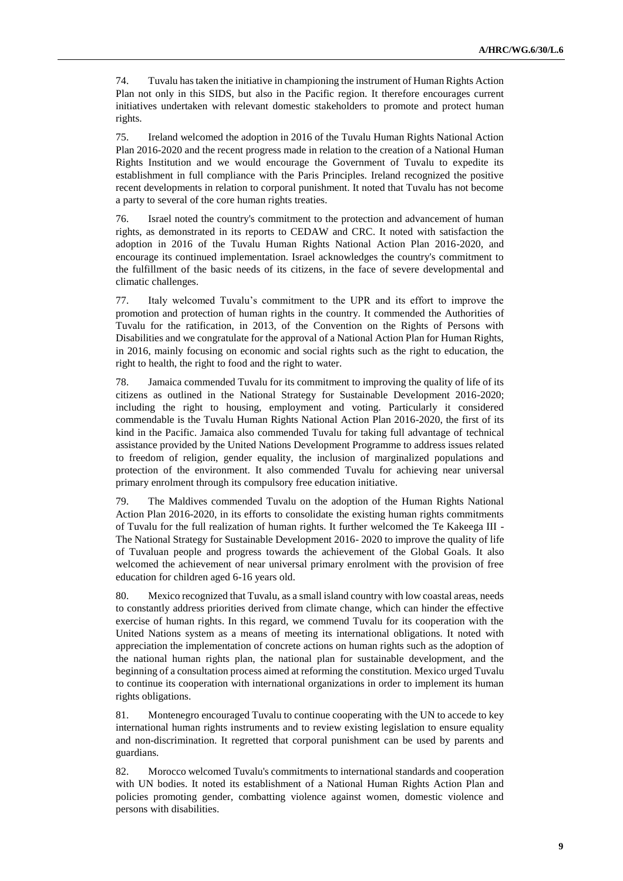74. Tuvalu has taken the initiative in championing the instrument of Human Rights Action Plan not only in this SIDS, but also in the Pacific region. It therefore encourages current initiatives undertaken with relevant domestic stakeholders to promote and protect human rights.

75. Ireland welcomed the adoption in 2016 of the Tuvalu Human Rights National Action Plan 2016-2020 and the recent progress made in relation to the creation of a National Human Rights Institution and we would encourage the Government of Tuvalu to expedite its establishment in full compliance with the Paris Principles. Ireland recognized the positive recent developments in relation to corporal punishment. It noted that Tuvalu has not become a party to several of the core human rights treaties.

76. Israel noted the country's commitment to the protection and advancement of human rights, as demonstrated in its reports to CEDAW and CRC. It noted with satisfaction the adoption in 2016 of the Tuvalu Human Rights National Action Plan 2016-2020, and encourage its continued implementation. Israel acknowledges the country's commitment to the fulfillment of the basic needs of its citizens, in the face of severe developmental and climatic challenges.

77. Italy welcomed Tuvalu's commitment to the UPR and its effort to improve the promotion and protection of human rights in the country. It commended the Authorities of Tuvalu for the ratification, in 2013, of the Convention on the Rights of Persons with Disabilities and we congratulate for the approval of a National Action Plan for Human Rights, in 2016, mainly focusing on economic and social rights such as the right to education, the right to health, the right to food and the right to water.

78. Jamaica commended Tuvalu for its commitment to improving the quality of life of its citizens as outlined in the National Strategy for Sustainable Development 2016-2020; including the right to housing, employment and voting. Particularly it considered commendable is the Tuvalu Human Rights National Action Plan 2016-2020, the first of its kind in the Pacific. Jamaica also commended Tuvalu for taking full advantage of technical assistance provided by the United Nations Development Programme to address issues related to freedom of religion, gender equality, the inclusion of marginalized populations and protection of the environment. It also commended Tuvalu for achieving near universal primary enrolment through its compulsory free education initiative.

79. The Maldives commended Tuvalu on the adoption of the Human Rights National Action Plan 2016-2020, in its efforts to consolidate the existing human rights commitments of Tuvalu for the full realization of human rights. It further welcomed the Te Kakeega III - The National Strategy for Sustainable Development 2016- 2020 to improve the quality of life of Tuvaluan people and progress towards the achievement of the Global Goals. It also welcomed the achievement of near universal primary enrolment with the provision of free education for children aged 6-16 years old.

80. Mexico recognized that Tuvalu, as a small island country with low coastal areas, needs to constantly address priorities derived from climate change, which can hinder the effective exercise of human rights. In this regard, we commend Tuvalu for its cooperation with the United Nations system as a means of meeting its international obligations. It noted with appreciation the implementation of concrete actions on human rights such as the adoption of the national human rights plan, the national plan for sustainable development, and the beginning of a consultation process aimed at reforming the constitution. Mexico urged Tuvalu to continue its cooperation with international organizations in order to implement its human rights obligations.

81. Montenegro encouraged Tuvalu to continue cooperating with the UN to accede to key international human rights instruments and to review existing legislation to ensure equality and non-discrimination. It regretted that corporal punishment can be used by parents and guardians.

82. Morocco welcomed Tuvalu's commitments to international standards and cooperation with UN bodies. It noted its establishment of a National Human Rights Action Plan and policies promoting gender, combatting violence against women, domestic violence and persons with disabilities.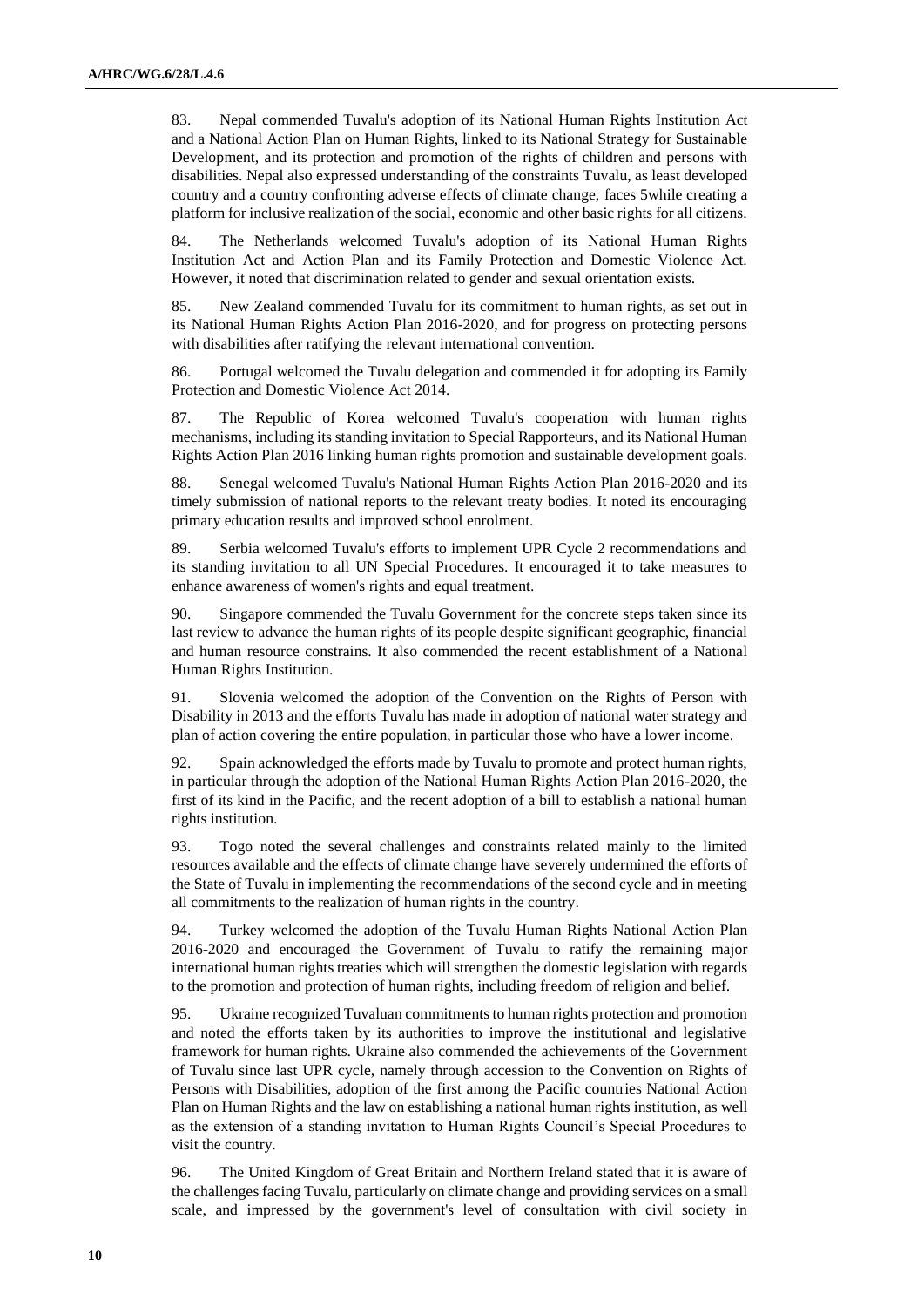83. Nepal commended Tuvalu's adoption of its National Human Rights Institution Act and a National Action Plan on Human Rights, linked to its National Strategy for Sustainable Development, and its protection and promotion of the rights of children and persons with disabilities. Nepal also expressed understanding of the constraints Tuvalu, as least developed country and a country confronting adverse effects of climate change, faces 5while creating a platform for inclusive realization of the social, economic and other basic rights for all citizens.

84. The Netherlands welcomed Tuvalu's adoption of its National Human Rights Institution Act and Action Plan and its Family Protection and Domestic Violence Act. However, it noted that discrimination related to gender and sexual orientation exists.

85. New Zealand commended Tuvalu for its commitment to human rights, as set out in its National Human Rights Action Plan 2016-2020, and for progress on protecting persons with disabilities after ratifying the relevant international convention.

86. Portugal welcomed the Tuvalu delegation and commended it for adopting its Family Protection and Domestic Violence Act 2014.

87. The Republic of Korea welcomed Tuvalu's cooperation with human rights mechanisms, including its standing invitation to Special Rapporteurs, and its National Human Rights Action Plan 2016 linking human rights promotion and sustainable development goals.

88. Senegal welcomed Tuvalu's National Human Rights Action Plan 2016-2020 and its timely submission of national reports to the relevant treaty bodies. It noted its encouraging primary education results and improved school enrolment.

89. Serbia welcomed Tuvalu's efforts to implement UPR Cycle 2 recommendations and its standing invitation to all UN Special Procedures. It encouraged it to take measures to enhance awareness of women's rights and equal treatment.

90. Singapore commended the Tuvalu Government for the concrete steps taken since its last review to advance the human rights of its people despite significant geographic, financial and human resource constrains. It also commended the recent establishment of a National Human Rights Institution.

91. Slovenia welcomed the adoption of the Convention on the Rights of Person with Disability in 2013 and the efforts Tuvalu has made in adoption of national water strategy and plan of action covering the entire population, in particular those who have a lower income.

92. Spain acknowledged the efforts made by Tuvalu to promote and protect human rights, in particular through the adoption of the National Human Rights Action Plan 2016-2020, the first of its kind in the Pacific, and the recent adoption of a bill to establish a national human rights institution.

93. Togo noted the several challenges and constraints related mainly to the limited resources available and the effects of climate change have severely undermined the efforts of the State of Tuvalu in implementing the recommendations of the second cycle and in meeting all commitments to the realization of human rights in the country.

94. Turkey welcomed the adoption of the Tuvalu Human Rights National Action Plan 2016-2020 and encouraged the Government of Tuvalu to ratify the remaining major international human rights treaties which will strengthen the domestic legislation with regards to the promotion and protection of human rights, including freedom of religion and belief.

95. Ukraine recognized Tuvaluan commitments to human rights protection and promotion and noted the efforts taken by its authorities to improve the institutional and legislative framework for human rights. Ukraine also commended the achievements of the Government of Tuvalu since last UPR cycle, namely through accession to the Convention on Rights of Persons with Disabilities, adoption of the first among the Pacific countries National Action Plan on Human Rights and the law on establishing a national human rights institution, as well as the extension of a standing invitation to Human Rights Council's Special Procedures to visit the country.

96. The United Kingdom of Great Britain and Northern Ireland stated that it is aware of the challenges facing Tuvalu, particularly on climate change and providing services on a small scale, and impressed by the government's level of consultation with civil society in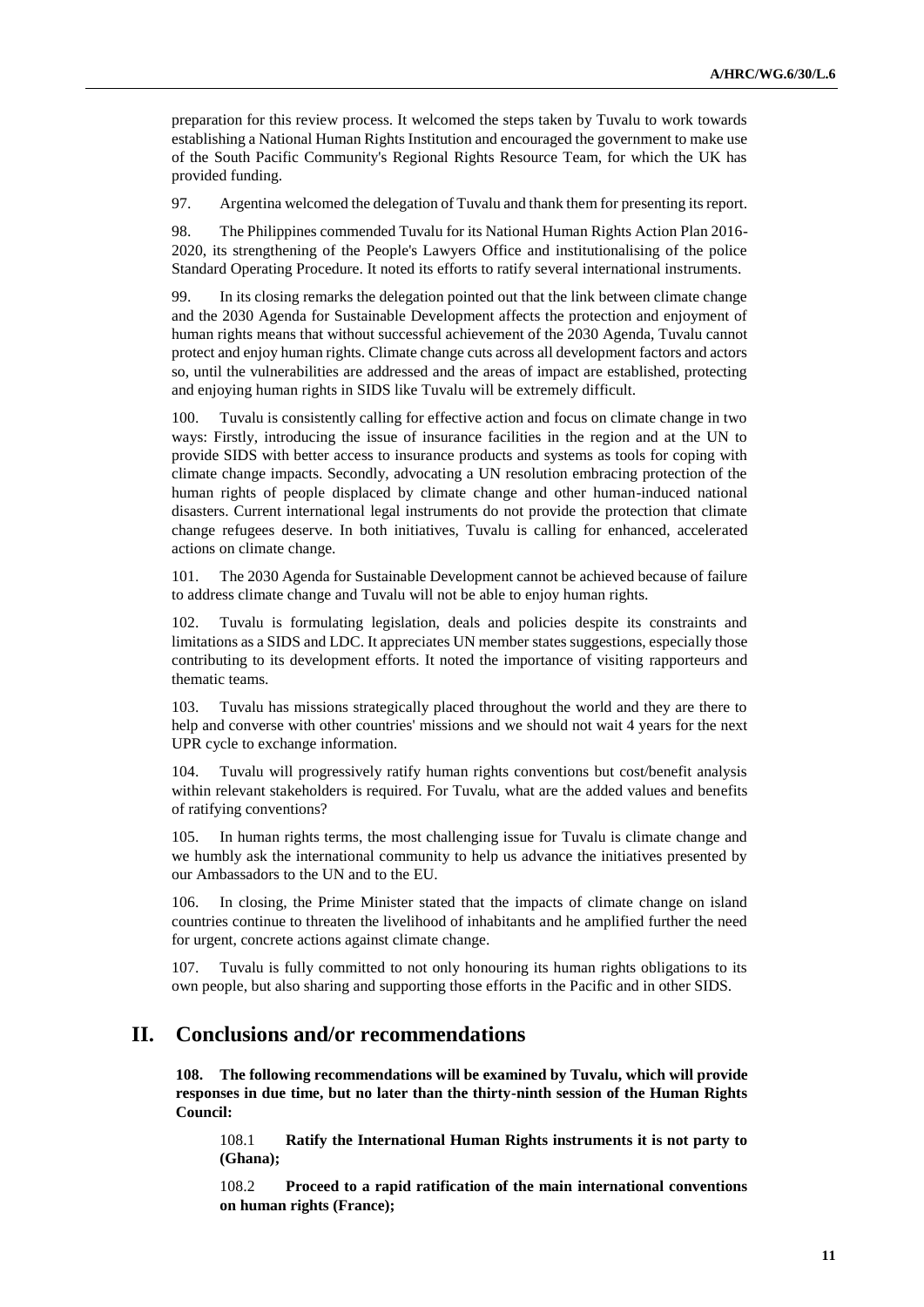preparation for this review process. It welcomed the steps taken by Tuvalu to work towards establishing a National Human Rights Institution and encouraged the government to make use of the South Pacific Community's Regional Rights Resource Team, for which the UK has provided funding.

97. Argentina welcomed the delegation of Tuvalu and thank them for presenting its report.

98. The Philippines commended Tuvalu for its National Human Rights Action Plan 2016-2020, its strengthening of the People's Lawyers Office and institutionalising of the police Standard Operating Procedure. It noted its efforts to ratify several international instruments.

99. In its closing remarks the delegation pointed out that the link between climate change and the 2030 Agenda for Sustainable Development affects the protection and enjoyment of human rights means that without successful achievement of the 2030 Agenda, Tuvalu cannot protect and enjoy human rights. Climate change cuts across all development factors and actors so, until the vulnerabilities are addressed and the areas of impact are established, protecting and enjoying human rights in SIDS like Tuvalu will be extremely difficult.

100. Tuvalu is consistently calling for effective action and focus on climate change in two ways: Firstly, introducing the issue of insurance facilities in the region and at the UN to provide SIDS with better access to insurance products and systems as tools for coping with climate change impacts. Secondly, advocating a UN resolution embracing protection of the human rights of people displaced by climate change and other human-induced national disasters. Current international legal instruments do not provide the protection that climate change refugees deserve. In both initiatives, Tuvalu is calling for enhanced, accelerated actions on climate change.

101. The 2030 Agenda for Sustainable Development cannot be achieved because of failure to address climate change and Tuvalu will not be able to enjoy human rights.

102. Tuvalu is formulating legislation, deals and policies despite its constraints and limitations as a SIDS and LDC. It appreciates UN member states suggestions, especially those contributing to its development efforts. It noted the importance of visiting rapporteurs and thematic teams.

103. Tuvalu has missions strategically placed throughout the world and they are there to help and converse with other countries' missions and we should not wait 4 years for the next UPR cycle to exchange information.

104. Tuvalu will progressively ratify human rights conventions but cost/benefit analysis within relevant stakeholders is required. For Tuvalu, what are the added values and benefits of ratifying conventions?

105. In human rights terms, the most challenging issue for Tuvalu is climate change and we humbly ask the international community to help us advance the initiatives presented by our Ambassadors to the UN and to the EU.

106. In closing, the Prime Minister stated that the impacts of climate change on island countries continue to threaten the livelihood of inhabitants and he amplified further the need for urgent, concrete actions against climate change.

107. Tuvalu is fully committed to not only honouring its human rights obligations to its own people, but also sharing and supporting those efforts in the Pacific and in other SIDS.

## II. Conclusions and/or recommendations

**108. The following recommendations will be examined by Tuvalu, which will provide responses in due time, but no later than the thirty-ninth session of the Human Rights Council:**

> 108.1 **Ratify the International Human Rights instruments it is not party to (Ghana);**
>
> 108.2 **Proceed to a rapid ratification of the main international conventions on human rights (France);**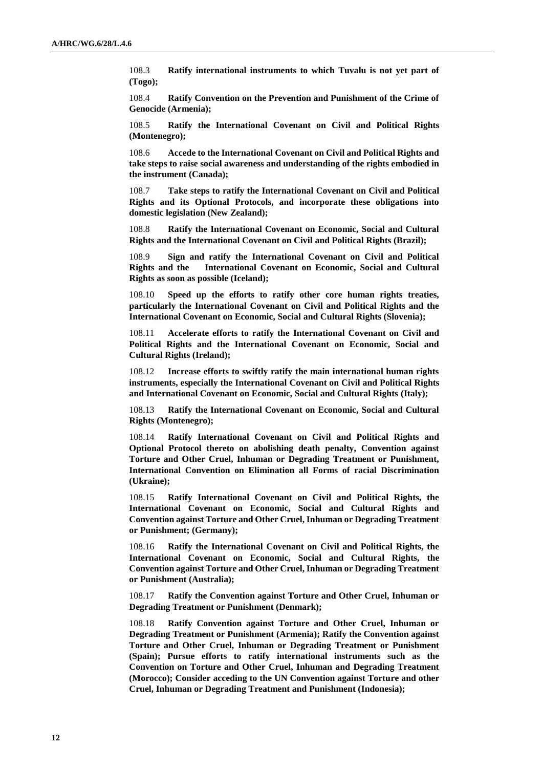108.3 **Ratify international instruments to which Tuvalu is not yet part of (Togo);**

108.4 **Ratify Convention on the Prevention and Punishment of the Crime of Genocide (Armenia);**

108.5 **Ratify the International Covenant on Civil and Political Rights (Montenegro);**

108.6 **Accede to the International Covenant on Civil and Political Rights and take steps to raise social awareness and understanding of the rights embodied in the instrument (Canada);**

108.7 **Take steps to ratify the International Covenant on Civil and Political Rights and its Optional Protocols, and incorporate these obligations into domestic legislation (New Zealand);**

108.8 **Ratify the International Covenant on Economic, Social and Cultural Rights and the International Covenant on Civil and Political Rights (Brazil);**

108.9 **Sign and ratify the International Covenant on Civil and Political Rights and the International Covenant on Economic, Social and Cultural Rights as soon as possible (Iceland);**

108.10 **Speed up the efforts to ratify other core human rights treaties, particularly the International Covenant on Civil and Political Rights and the International Covenant on Economic, Social and Cultural Rights (Slovenia);**

108.11 **Accelerate efforts to ratify the International Covenant on Civil and Political Rights and the International Covenant on Economic, Social and Cultural Rights (Ireland);**

108.12 **Increase efforts to swiftly ratify the main international human rights instruments, especially the International Covenant on Civil and Political Rights and International Covenant on Economic, Social and Cultural Rights (Italy);**

108.13 **Ratify the International Covenant on Economic, Social and Cultural Rights (Montenegro);**

108.14 **Ratify International Covenant on Civil and Political Rights and Optional Protocol thereto on abolishing death penalty, Convention against Torture and Other Cruel, Inhuman or Degrading Treatment or Punishment, International Convention on Elimination all Forms of racial Discrimination (Ukraine);**

108.15 **Ratify International Covenant on Civil and Political Rights, the International Covenant on Economic, Social and Cultural Rights and Convention against Torture and Other Cruel, Inhuman or Degrading Treatment or Punishment; (Germany);**

108.16 **Ratify the International Covenant on Civil and Political Rights, the International Covenant on Economic, Social and Cultural Rights, the Convention against Torture and Other Cruel, Inhuman or Degrading Treatment or Punishment (Australia);**

108.17 **Ratify the Convention against Torture and Other Cruel, Inhuman or Degrading Treatment or Punishment (Denmark);**

108.18 **Ratify Convention against Torture and Other Cruel, Inhuman or Degrading Treatment or Punishment (Armenia); Ratify the Convention against Torture and Other Cruel, Inhuman or Degrading Treatment or Punishment (Spain); Pursue efforts to ratify international instruments such as the Convention on Torture and Other Cruel, Inhuman and Degrading Treatment (Morocco); Consider acceding to the UN Convention against Torture and other Cruel, Inhuman or Degrading Treatment and Punishment (Indonesia);**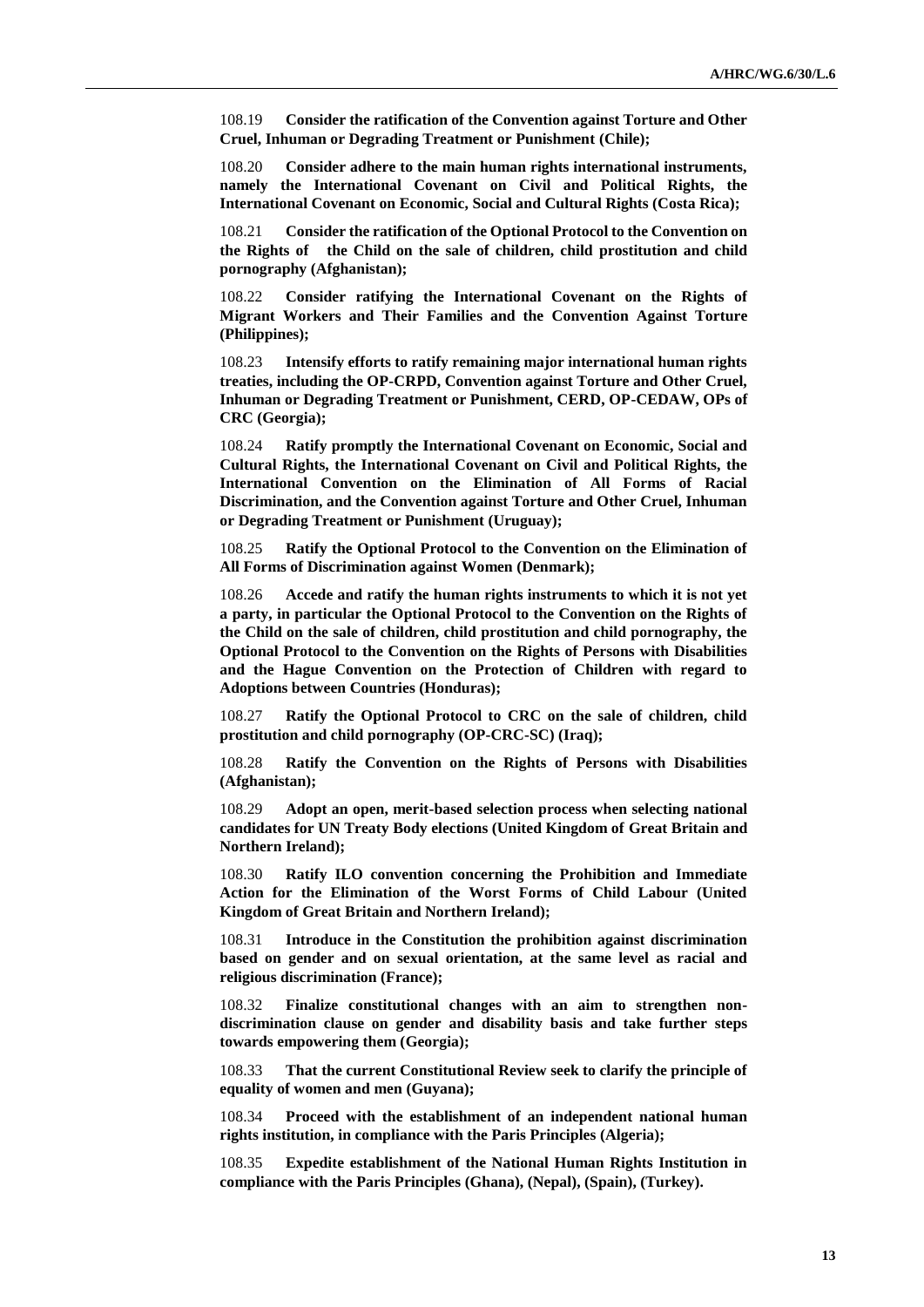108.19 **Consider the ratification of the Convention against Torture and Other Cruel, Inhuman or Degrading Treatment or Punishment (Chile);**

108.20 **Consider adhere to the main human rights international instruments, namely the International Covenant on Civil and Political Rights, the International Covenant on Economic, Social and Cultural Rights (Costa Rica);**

108.21 **Consider the ratification of the Optional Protocol to the Convention on the Rights of the Child on the sale of children, child prostitution and child pornography (Afghanistan);**

108.22 **Consider ratifying the International Covenant on the Rights of Migrant Workers and Their Families and the Convention Against Torture (Philippines);**

108.23 **Intensify efforts to ratify remaining major international human rights treaties, including the OP-CRPD, Convention against Torture and Other Cruel, Inhuman or Degrading Treatment or Punishment, CERD, OP-CEDAW, OPs of CRC (Georgia);**

108.24 **Ratify promptly the International Covenant on Economic, Social and Cultural Rights, the International Covenant on Civil and Political Rights, the International Convention on the Elimination of All Forms of Racial Discrimination, and the Convention against Torture and Other Cruel, Inhuman or Degrading Treatment or Punishment (Uruguay);**

108.25 **Ratify the Optional Protocol to the Convention on the Elimination of All Forms of Discrimination against Women (Denmark);**

108.26 **Accede and ratify the human rights instruments to which it is not yet a party, in particular the Optional Protocol to the Convention on the Rights of the Child on the sale of children, child prostitution and child pornography, the Optional Protocol to the Convention on the Rights of Persons with Disabilities and the Hague Convention on the Protection of Children with regard to Adoptions between Countries (Honduras);**

108.27 **Ratify the Optional Protocol to CRC on the sale of children, child prostitution and child pornography (OP-CRC-SC) (Iraq);**

108.28 **Ratify the Convention on the Rights of Persons with Disabilities (Afghanistan);**

108.29 **Adopt an open, merit-based selection process when selecting national candidates for UN Treaty Body elections (United Kingdom of Great Britain and Northern Ireland);**

108.30 **Ratify ILO convention concerning the Prohibition and Immediate Action for the Elimination of the Worst Forms of Child Labour (United Kingdom of Great Britain and Northern Ireland);**

108.31 **Introduce in the Constitution the prohibition against discrimination based on gender and on sexual orientation, at the same level as racial and religious discrimination (France);**

108.32 **Finalize constitutional changes with an aim to strengthen non-discrimination clause on gender and disability basis and take further steps towards empowering them (Georgia);**

108.33 **That the current Constitutional Review seek to clarify the principle of equality of women and men (Guyana);**

108.34 **Proceed with the establishment of an independent national human rights institution, in compliance with the Paris Principles (Algeria);**

108.35 **Expedite establishment of the National Human Rights Institution in compliance with the Paris Principles (Ghana), (Nepal), (Spain), (Turkey).**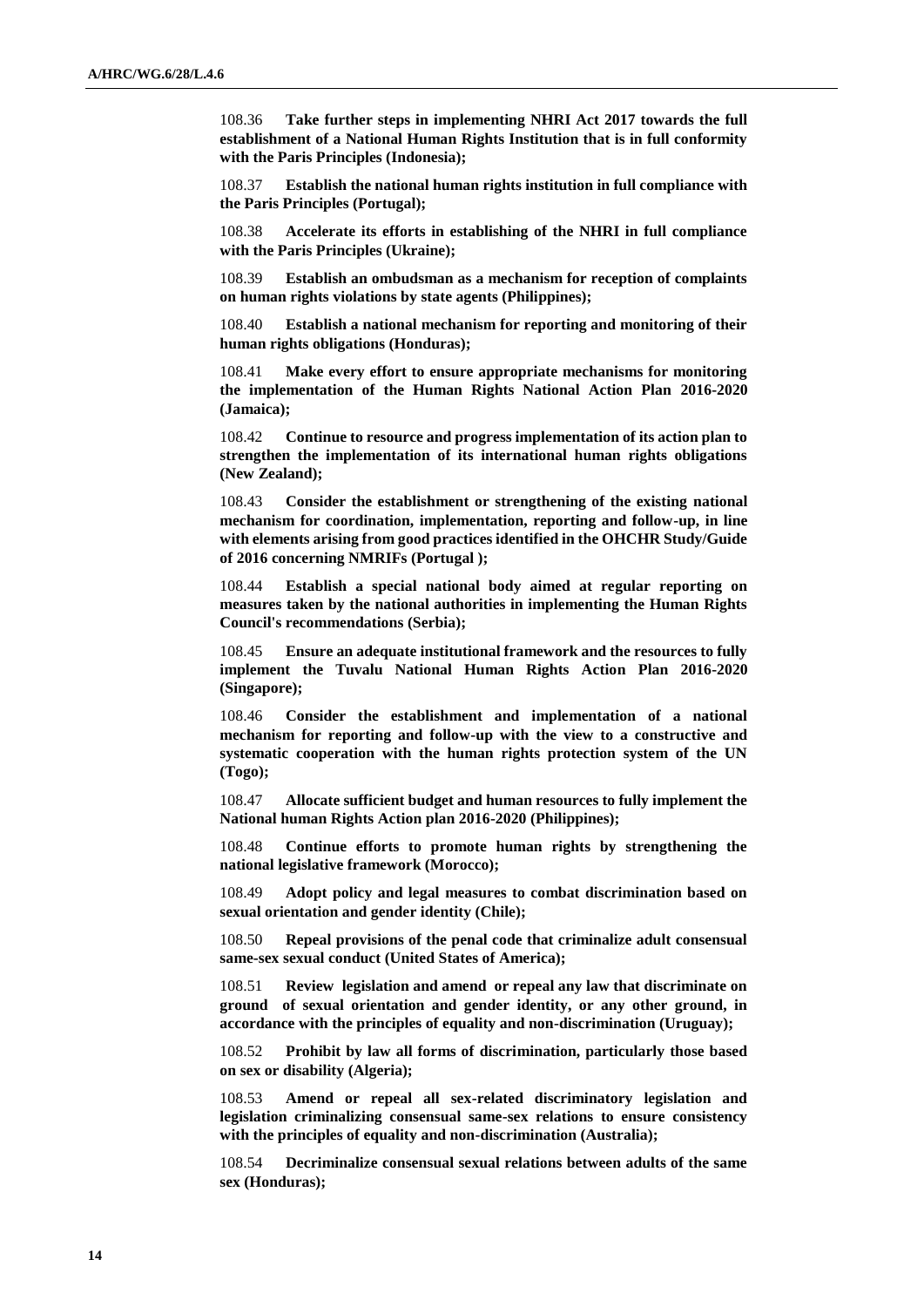108.36 **Take further steps in implementing NHRI Act 2017 towards the full establishment of a National Human Rights Institution that is in full conformity with the Paris Principles (Indonesia);**

108.37 **Establish the national human rights institution in full compliance with the Paris Principles (Portugal);**

108.38 **Accelerate its efforts in establishing of the NHRI in full compliance with the Paris Principles (Ukraine);**

108.39 **Establish an ombudsman as a mechanism for reception of complaints on human rights violations by state agents (Philippines);**

108.40 **Establish a national mechanism for reporting and monitoring of their human rights obligations (Honduras);**

108.41 **Make every effort to ensure appropriate mechanisms for monitoring the implementation of the Human Rights National Action Plan 2016-2020 (Jamaica);**

108.42 **Continue to resource and progress implementation of its action plan to strengthen the implementation of its international human rights obligations (New Zealand);**

108.43 **Consider the establishment or strengthening of the existing national mechanism for coordination, implementation, reporting and follow-up, in line with elements arising from good practices identified in the OHCHR Study/Guide of 2016 concerning NMRIFs (Portugal );**

108.44 **Establish a special national body aimed at regular reporting on measures taken by the national authorities in implementing the Human Rights Council's recommendations (Serbia);**

108.45 **Ensure an adequate institutional framework and the resources to fully implement the Tuvalu National Human Rights Action Plan 2016-2020 (Singapore);**

108.46 **Consider the establishment and implementation of a national mechanism for reporting and follow-up with the view to a constructive and systematic cooperation with the human rights protection system of the UN (Togo);**

108.47 **Allocate sufficient budget and human resources to fully implement the National human Rights Action plan 2016-2020 (Philippines);**

108.48 **Continue efforts to promote human rights by strengthening the national legislative framework (Morocco);**

108.49 **Adopt policy and legal measures to combat discrimination based on sexual orientation and gender identity (Chile);**

108.50 **Repeal provisions of the penal code that criminalize adult consensual same-sex sexual conduct (United States of America);**

108.51 **Review legislation and amend or repeal any law that discriminate on ground of sexual orientation and gender identity, or any other ground, in accordance with the principles of equality and non-discrimination (Uruguay);**

108.52 **Prohibit by law all forms of discrimination, particularly those based on sex or disability (Algeria);**

108.53 **Amend or repeal all sex-related discriminatory legislation and legislation criminalizing consensual same-sex relations to ensure consistency with the principles of equality and non-discrimination (Australia);**

108.54 **Decriminalize consensual sexual relations between adults of the same sex (Honduras);**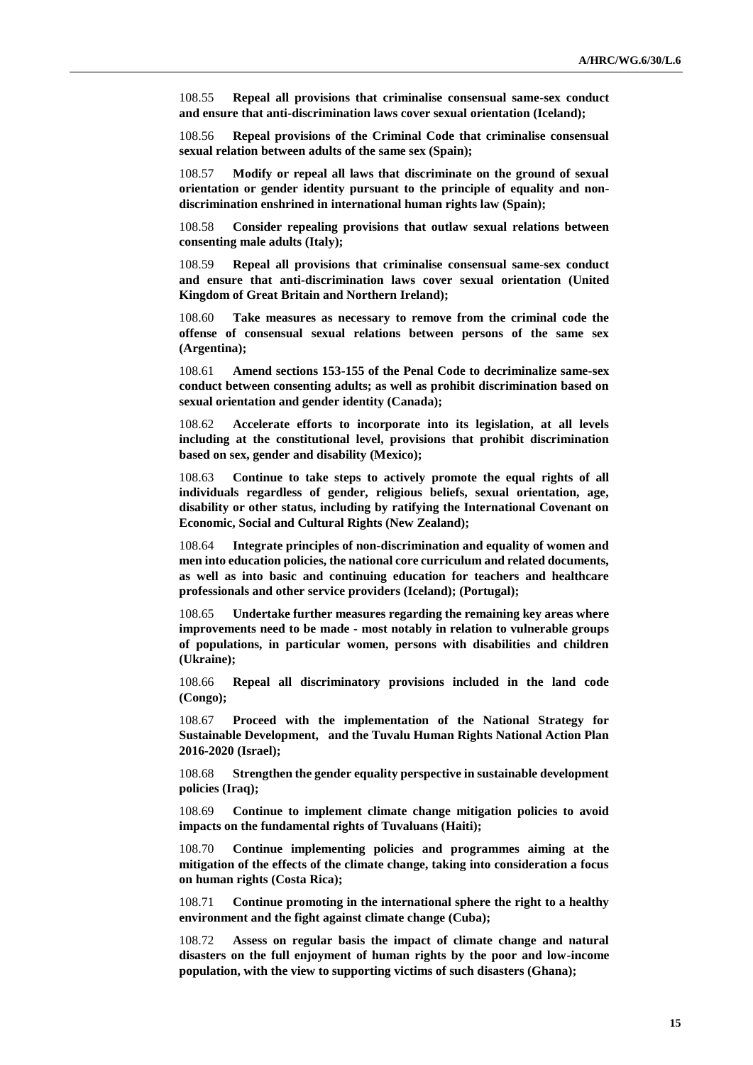108.55 **Repeal all provisions that criminalise consensual same-sex conduct and ensure that anti-discrimination laws cover sexual orientation (Iceland);**

108.56 **Repeal provisions of the Criminal Code that criminalise consensual sexual relation between adults of the same sex (Spain);**

108.57 **Modify or repeal all laws that discriminate on the ground of sexual orientation or gender identity pursuant to the principle of equality and non-discrimination enshrined in international human rights law (Spain);**

108.58 **Consider repealing provisions that outlaw sexual relations between consenting male adults (Italy);**

108.59 **Repeal all provisions that criminalise consensual same-sex conduct and ensure that anti-discrimination laws cover sexual orientation (United Kingdom of Great Britain and Northern Ireland);**

108.60 **Take measures as necessary to remove from the criminal code the offense of consensual sexual relations between persons of the same sex (Argentina);**

108.61 **Amend sections 153-155 of the Penal Code to decriminalize same-sex conduct between consenting adults; as well as prohibit discrimination based on sexual orientation and gender identity (Canada);**

108.62 **Accelerate efforts to incorporate into its legislation, at all levels including at the constitutional level, provisions that prohibit discrimination based on sex, gender and disability (Mexico);**

108.63 **Continue to take steps to actively promote the equal rights of all individuals regardless of gender, religious beliefs, sexual orientation, age, disability or other status, including by ratifying the International Covenant on Economic, Social and Cultural Rights (New Zealand);**

108.64 **Integrate principles of non-discrimination and equality of women and men into education policies, the national core curriculum and related documents, as well as into basic and continuing education for teachers and healthcare professionals and other service providers (Iceland); (Portugal);**

108.65 **Undertake further measures regarding the remaining key areas where improvements need to be made - most notably in relation to vulnerable groups of populations, in particular women, persons with disabilities and children (Ukraine);**

108.66 **Repeal all discriminatory provisions included in the land code (Congo);**

108.67 **Proceed with the implementation of the National Strategy for Sustainable Development, and the Tuvalu Human Rights National Action Plan 2016-2020 (Israel);**

108.68 **Strengthen the gender equality perspective in sustainable development policies (Iraq);**

108.69 **Continue to implement climate change mitigation policies to avoid impacts on the fundamental rights of Tuvaluans (Haiti);**

108.70 **Continue implementing policies and programmes aiming at the mitigation of the effects of the climate change, taking into consideration a focus on human rights (Costa Rica);**

108.71 **Continue promoting in the international sphere the right to a healthy environment and the fight against climate change (Cuba);**

108.72 **Assess on regular basis the impact of climate change and natural disasters on the full enjoyment of human rights by the poor and low-income population, with the view to supporting victims of such disasters (Ghana);**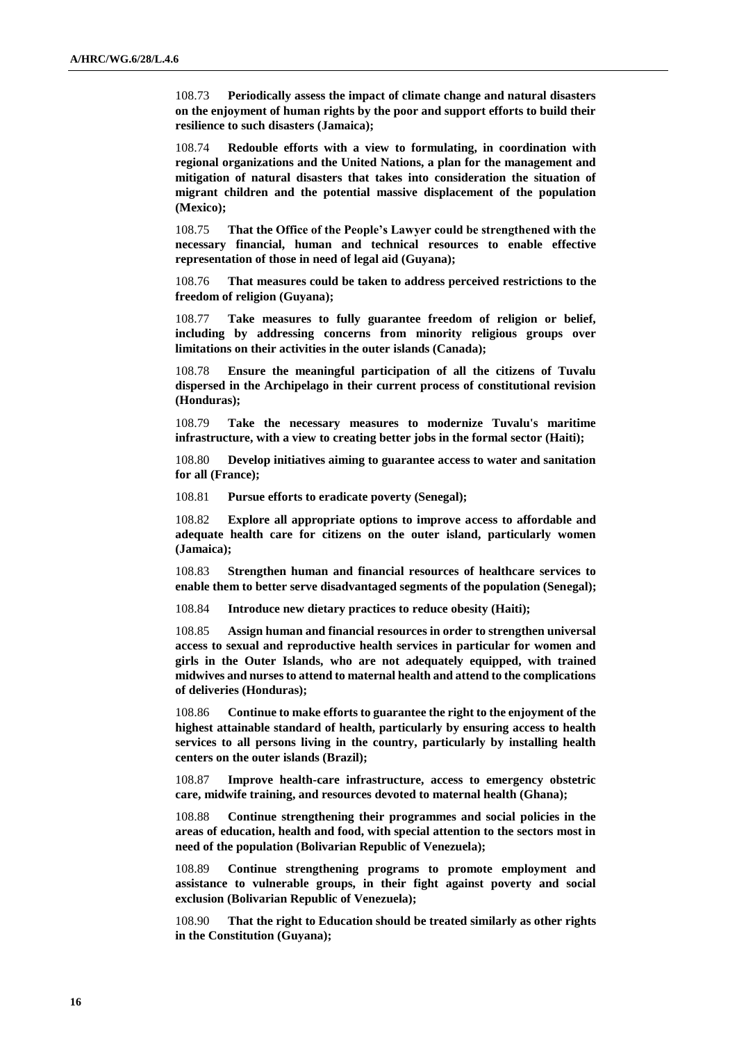108.73 **Periodically assess the impact of climate change and natural disasters on the enjoyment of human rights by the poor and support efforts to build their resilience to such disasters (Jamaica);**

108.74 **Redouble efforts with a view to formulating, in coordination with regional organizations and the United Nations, a plan for the management and mitigation of natural disasters that takes into consideration the situation of migrant children and the potential massive displacement of the population (Mexico);**

108.75 **That the Office of the People's Lawyer could be strengthened with the necessary financial, human and technical resources to enable effective representation of those in need of legal aid (Guyana);**

108.76 **That measures could be taken to address perceived restrictions to the freedom of religion (Guyana);**

108.77 **Take measures to fully guarantee freedom of religion or belief, including by addressing concerns from minority religious groups over limitations on their activities in the outer islands (Canada);**

108.78 **Ensure the meaningful participation of all the citizens of Tuvalu dispersed in the Archipelago in their current process of constitutional revision (Honduras);**

108.79 **Take the necessary measures to modernize Tuvalu's maritime infrastructure, with a view to creating better jobs in the formal sector (Haiti);**

108.80 **Develop initiatives aiming to guarantee access to water and sanitation for all (France);**

108.81 **Pursue efforts to eradicate poverty (Senegal);**

108.82 **Explore all appropriate options to improve access to affordable and adequate health care for citizens on the outer island, particularly women (Jamaica);**

108.83 **Strengthen human and financial resources of healthcare services to enable them to better serve disadvantaged segments of the population (Senegal);**

108.84 **Introduce new dietary practices to reduce obesity (Haiti);**

108.85 **Assign human and financial resources in order to strengthen universal access to sexual and reproductive health services in particular for women and girls in the Outer Islands, who are not adequately equipped, with trained midwives and nurses to attend to maternal health and attend to the complications of deliveries (Honduras);**

108.86 **Continue to make efforts to guarantee the right to the enjoyment of the highest attainable standard of health, particularly by ensuring access to health services to all persons living in the country, particularly by installing health centers on the outer islands (Brazil);**

108.87 **Improve health-care infrastructure, access to emergency obstetric care, midwife training, and resources devoted to maternal health (Ghana);**

108.88 **Continue strengthening their programmes and social policies in the areas of education, health and food, with special attention to the sectors most in need of the population (Bolivarian Republic of Venezuela);**

108.89 **Continue strengthening programs to promote employment and assistance to vulnerable groups, in their fight against poverty and social exclusion (Bolivarian Republic of Venezuela);**

108.90 **That the right to Education should be treated similarly as other rights in the Constitution (Guyana);**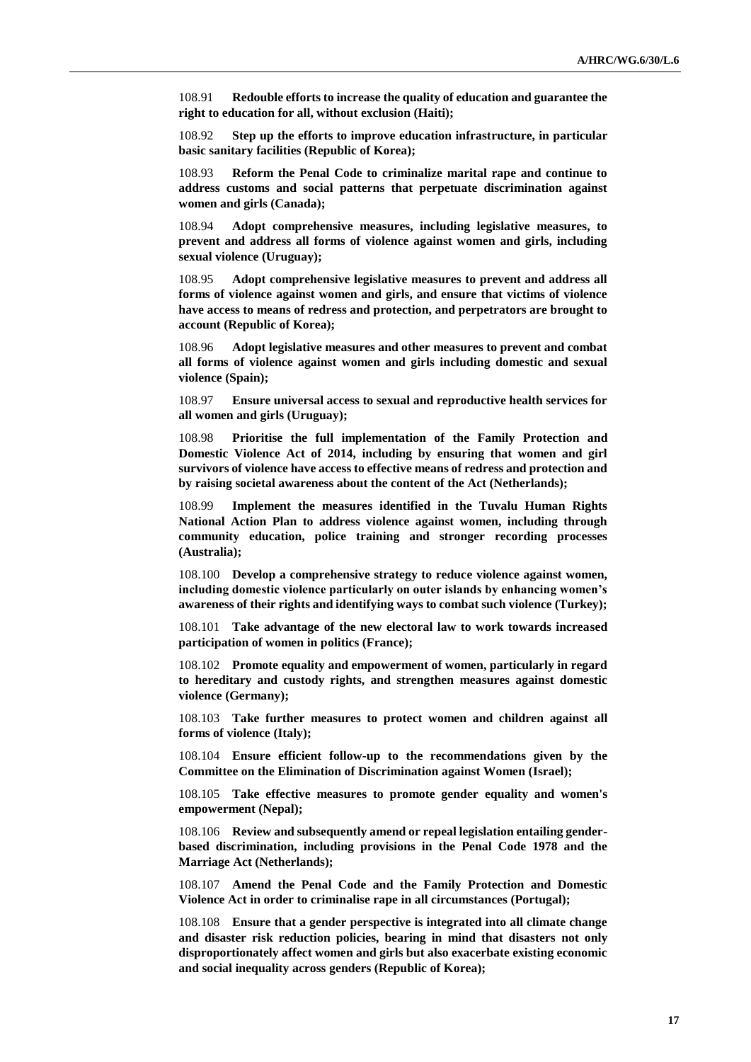108.91 **Redouble efforts to increase the quality of education and guarantee the right to education for all, without exclusion (Haiti);**

108.92 **Step up the efforts to improve education infrastructure, in particular basic sanitary facilities (Republic of Korea);**

108.93 **Reform the Penal Code to criminalize marital rape and continue to address customs and social patterns that perpetuate discrimination against women and girls (Canada);**

108.94 **Adopt comprehensive measures, including legislative measures, to prevent and address all forms of violence against women and girls, including sexual violence (Uruguay);**

108.95 **Adopt comprehensive legislative measures to prevent and address all forms of violence against women and girls, and ensure that victims of violence have access to means of redress and protection, and perpetrators are brought to account (Republic of Korea);**

108.96 **Adopt legislative measures and other measures to prevent and combat all forms of violence against women and girls including domestic and sexual violence (Spain);**

108.97 **Ensure universal access to sexual and reproductive health services for all women and girls (Uruguay);**

108.98 **Prioritise the full implementation of the Family Protection and Domestic Violence Act of 2014, including by ensuring that women and girl survivors of violence have access to effective means of redress and protection and by raising societal awareness about the content of the Act (Netherlands);**

108.99 **Implement the measures identified in the Tuvalu Human Rights National Action Plan to address violence against women, including through community education, police training and stronger recording processes (Australia);**

108.100 **Develop a comprehensive strategy to reduce violence against women, including domestic violence particularly on outer islands by enhancing women's awareness of their rights and identifying ways to combat such violence (Turkey);**

108.101 **Take advantage of the new electoral law to work towards increased participation of women in politics (France);**

108.102 **Promote equality and empowerment of women, particularly in regard to hereditary and custody rights, and strengthen measures against domestic violence (Germany);**

108.103 **Take further measures to protect women and children against all forms of violence (Italy);**

108.104 **Ensure efficient follow-up to the recommendations given by the Committee on the Elimination of Discrimination against Women (Israel);**

108.105 **Take effective measures to promote gender equality and women's empowerment (Nepal);**

108.106 **Review and subsequently amend or repeal legislation entailing gender-based discrimination, including provisions in the Penal Code 1978 and the Marriage Act (Netherlands);**

108.107 **Amend the Penal Code and the Family Protection and Domestic Violence Act in order to criminalise rape in all circumstances (Portugal);**

108.108 **Ensure that a gender perspective is integrated into all climate change and disaster risk reduction policies, bearing in mind that disasters not only disproportionately affect women and girls but also exacerbate existing economic and social inequality across genders (Republic of Korea);**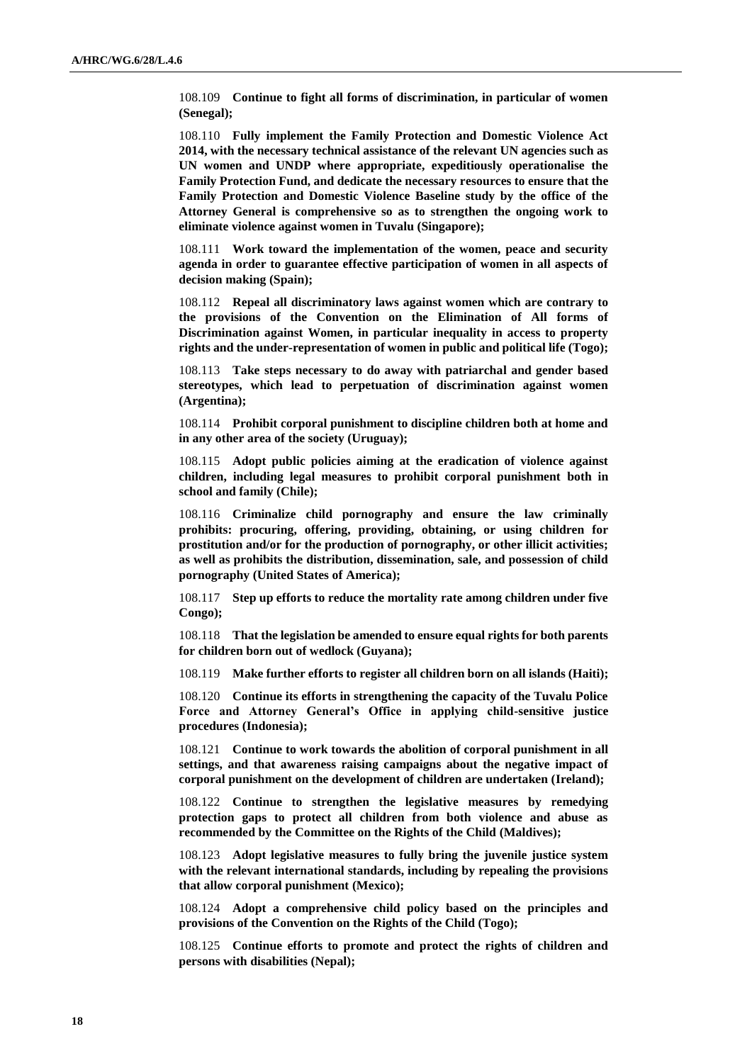108.109 **Continue to fight all forms of discrimination, in particular of women (Senegal);**

108.110 **Fully implement the Family Protection and Domestic Violence Act 2014, with the necessary technical assistance of the relevant UN agencies such as UN women and UNDP where appropriate, expeditiously operationalise the Family Protection Fund, and dedicate the necessary resources to ensure that the Family Protection and Domestic Violence Baseline study by the office of the Attorney General is comprehensive so as to strengthen the ongoing work to eliminate violence against women in Tuvalu (Singapore);**

108.111 **Work toward the implementation of the women, peace and security agenda in order to guarantee effective participation of women in all aspects of decision making (Spain);**

108.112 **Repeal all discriminatory laws against women which are contrary to the provisions of the Convention on the Elimination of All forms of Discrimination against Women, in particular inequality in access to property rights and the under-representation of women in public and political life (Togo);**

108.113 **Take steps necessary to do away with patriarchal and gender based stereotypes, which lead to perpetuation of discrimination against women (Argentina);**

108.114 **Prohibit corporal punishment to discipline children both at home and in any other area of the society (Uruguay);**

108.115 **Adopt public policies aiming at the eradication of violence against children, including legal measures to prohibit corporal punishment both in school and family (Chile);**

108.116 **Criminalize child pornography and ensure the law criminally prohibits: procuring, offering, providing, obtaining, or using children for prostitution and/or for the production of pornography, or other illicit activities; as well as prohibits the distribution, dissemination, sale, and possession of child pornography (United States of America);**

108.117 **Step up efforts to reduce the mortality rate among children under five Congo);**

108.118 **That the legislation be amended to ensure equal rights for both parents for children born out of wedlock (Guyana);**

108.119 **Make further efforts to register all children born on all islands (Haiti);**

108.120 **Continue its efforts in strengthening the capacity of the Tuvalu Police Force and Attorney General's Office in applying child-sensitive justice procedures (Indonesia);**

108.121 **Continue to work towards the abolition of corporal punishment in all settings, and that awareness raising campaigns about the negative impact of corporal punishment on the development of children are undertaken (Ireland);**

108.122 **Continue to strengthen the legislative measures by remedying protection gaps to protect all children from both violence and abuse as recommended by the Committee on the Rights of the Child (Maldives);**

108.123 **Adopt legislative measures to fully bring the juvenile justice system with the relevant international standards, including by repealing the provisions that allow corporal punishment (Mexico);**

108.124 **Adopt a comprehensive child policy based on the principles and provisions of the Convention on the Rights of the Child (Togo);**

108.125 **Continue efforts to promote and protect the rights of children and persons with disabilities (Nepal);**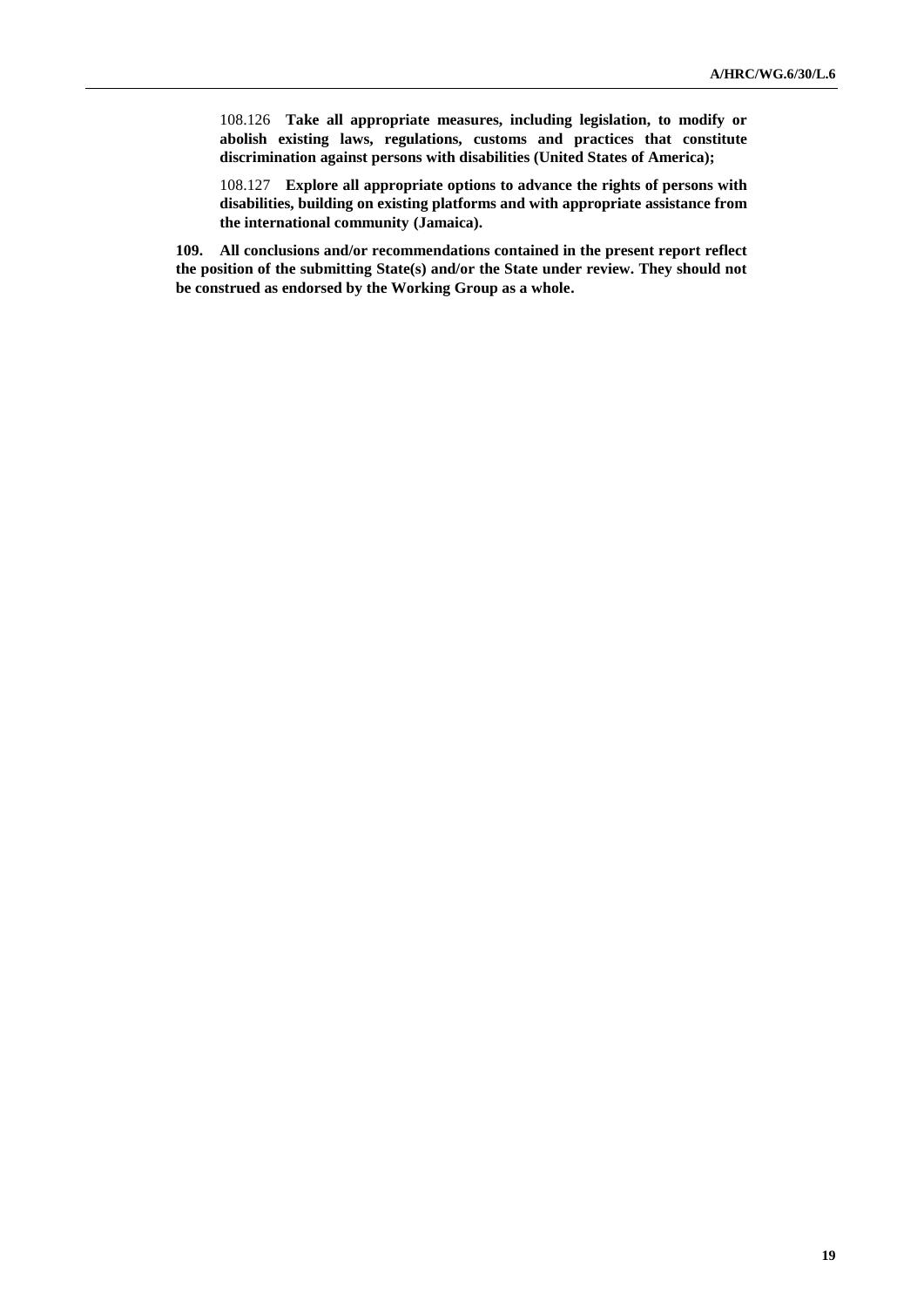108.126 **Take all appropriate measures, including legislation, to modify or abolish existing laws, regulations, customs and practices that constitute discrimination against persons with disabilities (United States of America);**

108.127 **Explore all appropriate options to advance the rights of persons with disabilities, building on existing platforms and with appropriate assistance from the international community (Jamaica).**

**109. All conclusions and/or recommendations contained in the present report reflect the position of the submitting State(s) and/or the State under review. They should not be construed as endorsed by the Working Group as a whole.**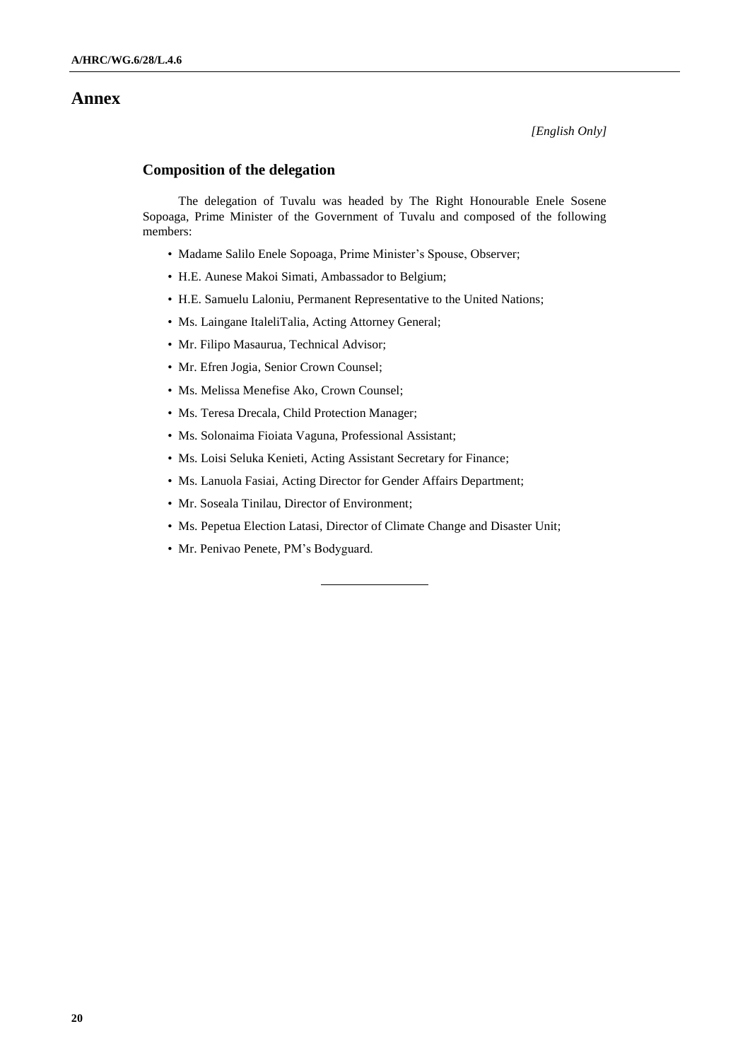# Annex

*[English Only]*

## Composition of the delegation

The delegation of Tuvalu was headed by The Right Honourable Enele Sosene Sopoaga, Prime Minister of the Government of Tuvalu and composed of the following members:

- Madame Salilo Enele Sopoaga, Prime Minister's Spouse, Observer;
- H.E. Aunese Makoi Simati, Ambassador to Belgium;
- H.E. Samuelu Laloniu, Permanent Representative to the United Nations;
- Ms. Laingane ItaleliTalia, Acting Attorney General;
- Mr. Filipo Masaurua, Technical Advisor;
- Mr. Efren Jogia, Senior Crown Counsel;
- Ms. Melissa Menefise Ako, Crown Counsel;
- Ms. Teresa Drecala, Child Protection Manager;
- Ms. Solonaima Fioiata Vaguna, Professional Assistant;
- Ms. Loisi Seluka Kenieti, Acting Assistant Secretary for Finance;
- Ms. Lanuola Fasiai, Acting Director for Gender Affairs Department;
- Mr. Soseala Tinilau, Director of Environment;
- Ms. Pepetua Election Latasi, Director of Climate Change and Disaster Unit;
- Mr. Penivao Penete, PM's Bodyguard.